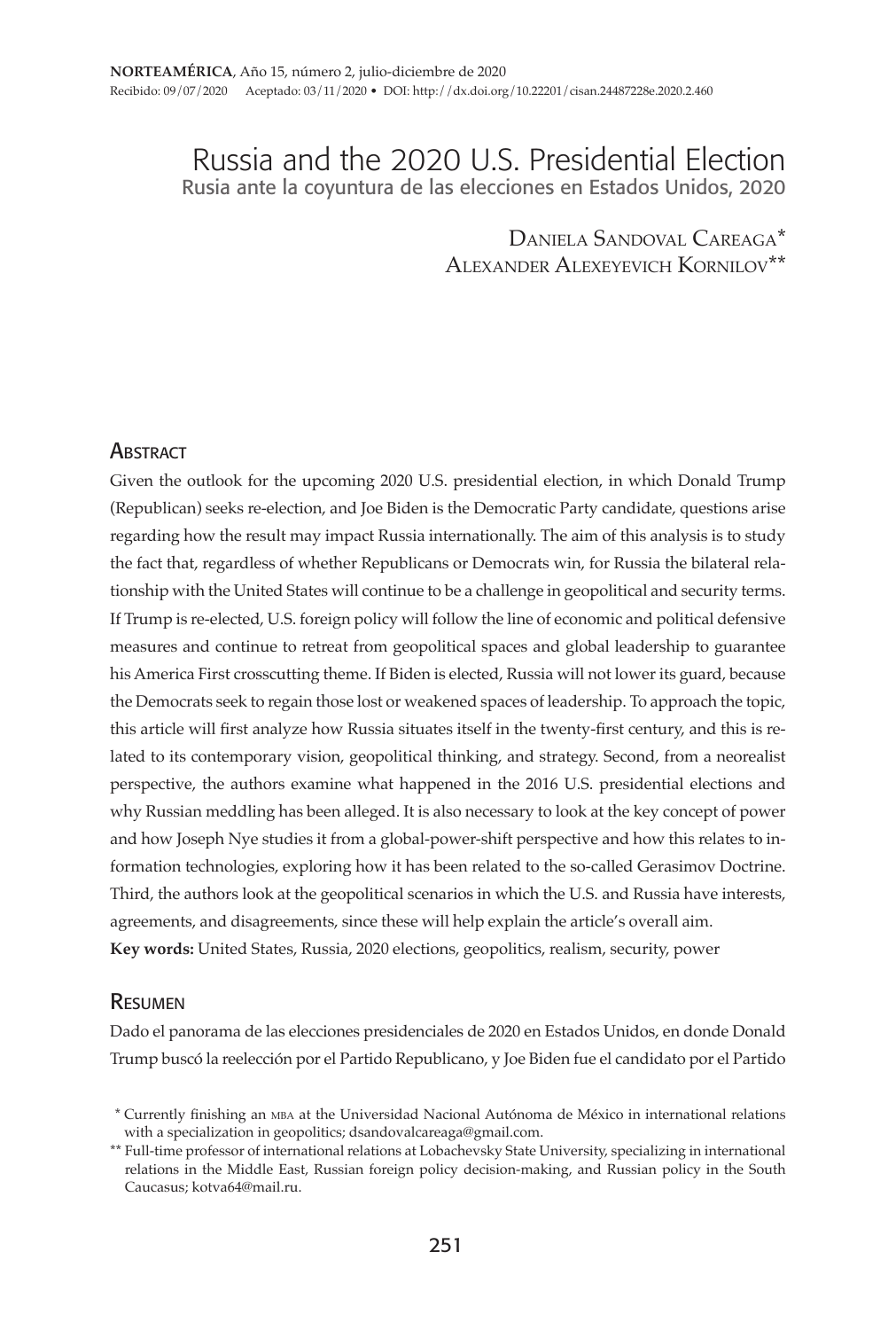# Russia and the 2020 U.S. Presidential Election

## Rusia ante la coyuntura de las elecciones en Estados Unidos, 2020

Daniela Sandoval Careaga*
Alexander Alexeyevich Kornilov**

## Abstract

Given the outlook for the upcoming 2020 U.S. presidential election, in which Donald Trump (Republican) seeks re-election, and Joe Biden is the Democratic Party candidate, questions arise regarding how the result may impact Russia internationally. The aim of this analysis is to study the fact that, regardless of whether Republicans or Democrats win, for Russia the bilateral relationship with the United States will continue to be a challenge in geopolitical and security terms. If Trump is re-elected, U.S. foreign policy will follow the line of economic and political defensive measures and continue to retreat from geopolitical spaces and global leadership to guarantee his America First crosscutting theme. If Biden is elected, Russia will not lower its guard, because the Democrats seek to regain those lost or weakened spaces of leadership. To approach the topic, this article will first analyze how Russia situates itself in the twenty-first century, and this is related to its contemporary vision, geopolitical thinking, and strategy. Second, from a neorealist perspective, the authors examine what happened in the 2016 U.S. presidential elections and why Russian meddling has been alleged. It is also necessary to look at the key concept of power and how Joseph Nye studies it from a global-power-shift perspective and how this relates to information technologies, exploring how it has been related to the so-called Gerasimov Doctrine. Third, the authors look at the geopolitical scenarios in which the U.S. and Russia have interests, agreements, and disagreements, since these will help explain the article's overall aim.

**Key words:** United States, Russia, 2020 elections, geopolitics, realism, security, power

## Resumen

Dado el panorama de las elecciones presidenciales de 2020 en Estados Unidos, en donde Donald Trump buscó la reelección por el Partido Republicano, y Joe Biden fue el candidato por el Partido

* Currently finishing an MBA at the Universidad Nacional Autónoma de México in international relations with a specialization in geopolitics; dsandovalcareaga@gmail.com.

** Full-time professor of international relations at Lobachevsky State University, specializing in international relations in the Middle East, Russian foreign policy decision-making, and Russian policy in the South Caucasus; kotva64@mail.ru.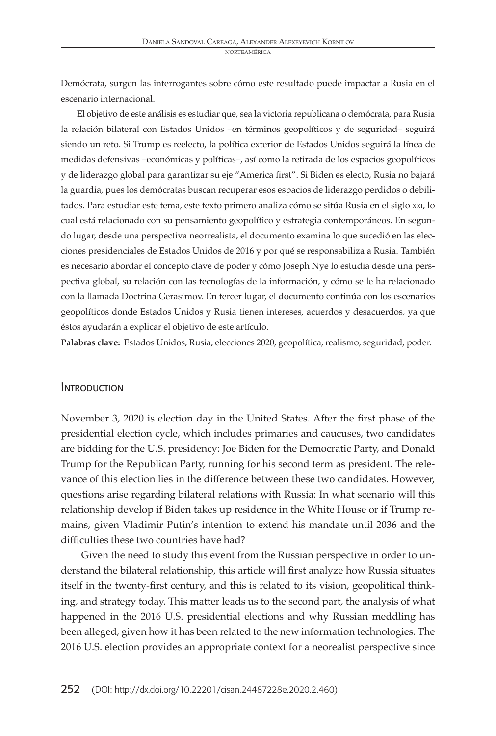Demócrata, surgen las interrogantes sobre cómo este resultado puede impactar a Rusia en el escenario internacional.

El objetivo de este análisis es estudiar que, sea la victoria republicana o demócrata, para Rusia la relación bilateral con Estados Unidos –en términos geopolíticos y de seguridad– seguirá siendo un reto. Si Trump es reelecto, la política exterior de Estados Unidos seguirá la línea de medidas defensivas –económicas y políticas–, así como la retirada de los espacios geopolíticos y de liderazgo global para garantizar su eje "America first". Si Biden es electo, Rusia no bajará la guardia, pues los demócratas buscan recuperar esos espacios de liderazgo perdidos o debilitados. Para estudiar este tema, este texto primero analiza cómo se sitúa Rusia en el siglo XXI, lo cual está relacionado con su pensamiento geopolítico y estrategia contemporáneos. En segundo lugar, desde una perspectiva neorrealista, el documento examina lo que sucedió en las elecciones presidenciales de Estados Unidos de 2016 y por qué se responsabiliza a Rusia. También es necesario abordar el concepto clave de poder y cómo Joseph Nye lo estudia desde una perspectiva global, su relación con las tecnologías de la información, y cómo se le ha relacionado con la llamada Doctrina Gerasimov. En tercer lugar, el documento continúa con los escenarios geopolíticos donde Estados Unidos y Rusia tienen intereses, acuerdos y desacuerdos, ya que éstos ayudarán a explicar el objetivo de este artículo.

**Palabras clave:** Estados Unidos, Rusia, elecciones 2020, geopolítica, realismo, seguridad, poder.

## Introduction

November 3, 2020 is election day in the United States. After the first phase of the presidential election cycle, which includes primaries and caucuses, two candidates are bidding for the U.S. presidency: Joe Biden for the Democratic Party, and Donald Trump for the Republican Party, running for his second term as president. The relevance of this election lies in the difference between these two candidates. However, questions arise regarding bilateral relations with Russia: In what scenario will this relationship develop if Biden takes up residence in the White House or if Trump remains, given Vladimir Putin's intention to extend his mandate until 2036 and the difficulties these two countries have had?

Given the need to study this event from the Russian perspective in order to understand the bilateral relationship, this article will first analyze how Russia situates itself in the twenty-first century, and this is related to its vision, geopolitical thinking, and strategy today. This matter leads us to the second part, the analysis of what happened in the 2016 U.S. presidential elections and why Russian meddling has been alleged, given how it has been related to the new information technologies. The 2016 U.S. election provides an appropriate context for a neorealist perspective since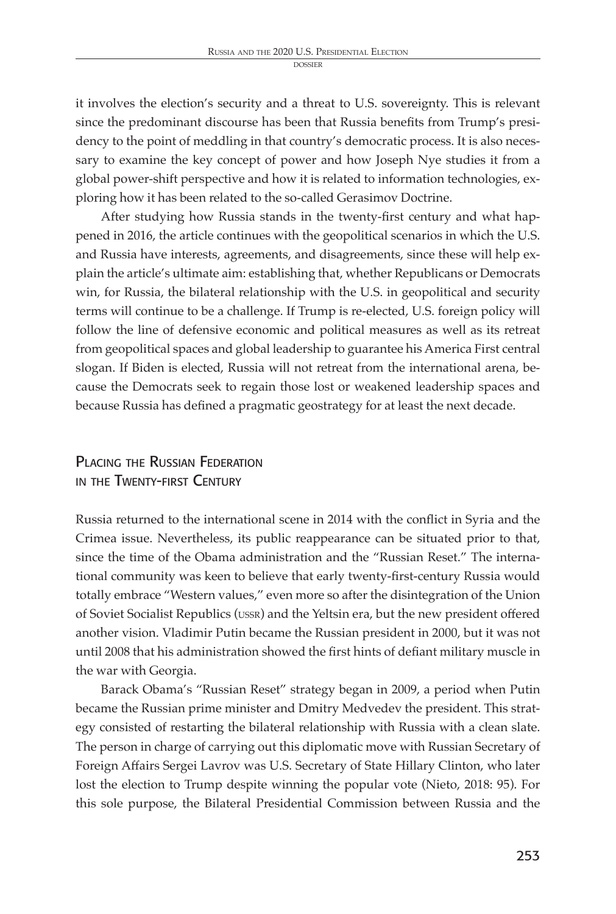it involves the election's security and a threat to U.S. sovereignty. This is relevant since the predominant discourse has been that Russia benefits from Trump's presidency to the point of meddling in that country's democratic process. It is also necessary to examine the key concept of power and how Joseph Nye studies it from a global power-shift perspective and how it is related to information technologies, exploring how it has been related to the so-called Gerasimov Doctrine.

After studying how Russia stands in the twenty-first century and what happened in 2016, the article continues with the geopolitical scenarios in which the U.S. and Russia have interests, agreements, and disagreements, since these will help explain the article's ultimate aim: establishing that, whether Republicans or Democrats win, for Russia, the bilateral relationship with the U.S. in geopolitical and security terms will continue to be a challenge. If Trump is re-elected, U.S. foreign policy will follow the line of defensive economic and political measures as well as its retreat from geopolitical spaces and global leadership to guarantee his America First central slogan. If Biden is elected, Russia will not retreat from the international arena, because the Democrats seek to regain those lost or weakened leadership spaces and because Russia has defined a pragmatic geostrategy for at least the next decade.

## Placing the Russian Federation in the Twenty-first Century

Russia returned to the international scene in 2014 with the conflict in Syria and the Crimea issue. Nevertheless, its public reappearance can be situated prior to that, since the time of the Obama administration and the "Russian Reset." The international community was keen to believe that early twenty-first-century Russia would totally embrace "Western values," even more so after the disintegration of the Union of Soviet Socialist Republics (USSR) and the Yeltsin era, but the new president offered another vision. Vladimir Putin became the Russian president in 2000, but it was not until 2008 that his administration showed the first hints of defiant military muscle in the war with Georgia.

Barack Obama's "Russian Reset" strategy began in 2009, a period when Putin became the Russian prime minister and Dmitry Medvedev the president. This strategy consisted of restarting the bilateral relationship with Russia with a clean slate. The person in charge of carrying out this diplomatic move with Russian Secretary of Foreign Affairs Sergei Lavrov was U.S. Secretary of State Hillary Clinton, who later lost the election to Trump despite winning the popular vote (Nieto, 2018: 95). For this sole purpose, the Bilateral Presidential Commission between Russia and the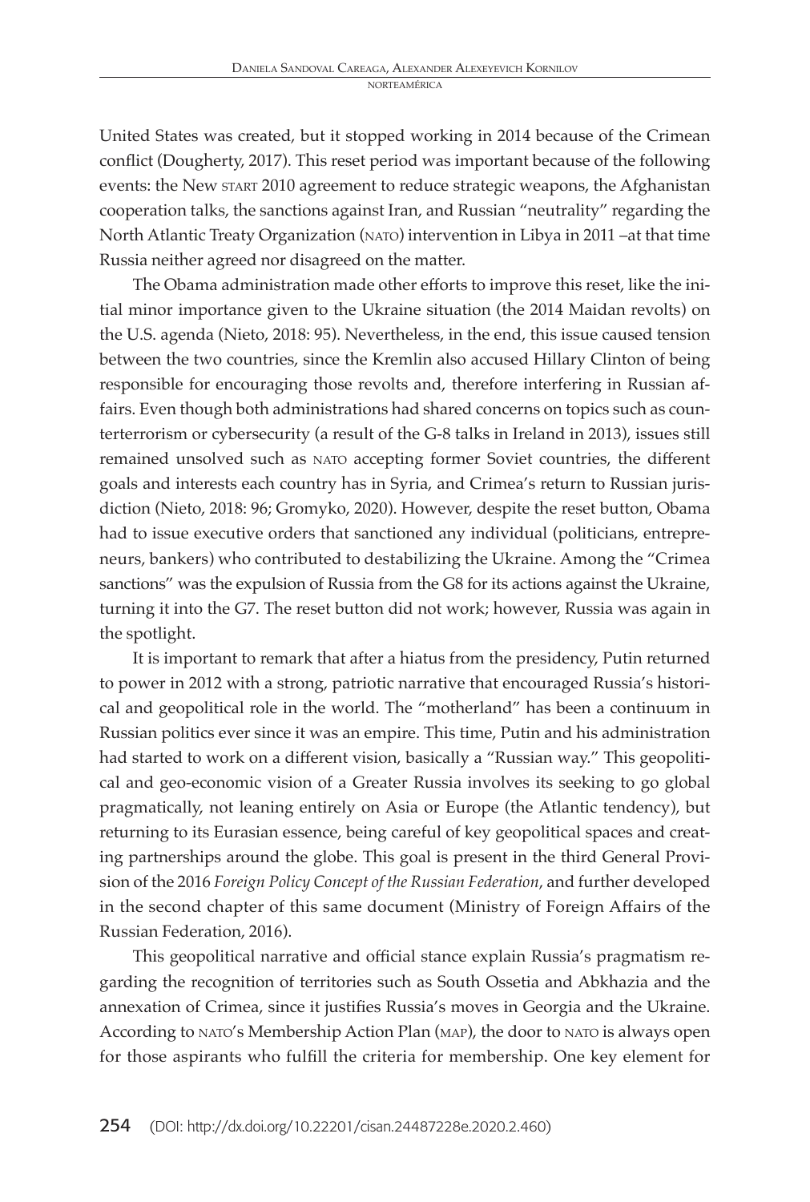United States was created, but it stopped working in 2014 because of the Crimean conflict (Dougherty, 2017). This reset period was important because of the following events: the New START 2010 agreement to reduce strategic weapons, the Afghanistan cooperation talks, the sanctions against Iran, and Russian "neutrality" regarding the North Atlantic Treaty Organization (NATO) intervention in Libya in 2011 –at that time Russia neither agreed nor disagreed on the matter.

The Obama administration made other efforts to improve this reset, like the initial minor importance given to the Ukraine situation (the 2014 Maidan revolts) on the U.S. agenda (Nieto, 2018: 95). Nevertheless, in the end, this issue caused tension between the two countries, since the Kremlin also accused Hillary Clinton of being responsible for encouraging those revolts and, therefore interfering in Russian affairs. Even though both administrations had shared concerns on topics such as counterterrorism or cybersecurity (a result of the G-8 talks in Ireland in 2013), issues still remained unsolved such as NATO accepting former Soviet countries, the different goals and interests each country has in Syria, and Crimea's return to Russian jurisdiction (Nieto, 2018: 96; Gromyko, 2020). However, despite the reset button, Obama had to issue executive orders that sanctioned any individual (politicians, entrepreneurs, bankers) who contributed to destabilizing the Ukraine. Among the "Crimea sanctions" was the expulsion of Russia from the G8 for its actions against the Ukraine, turning it into the G7. The reset button did not work; however, Russia was again in the spotlight.

It is important to remark that after a hiatus from the presidency, Putin returned to power in 2012 with a strong, patriotic narrative that encouraged Russia's historical and geopolitical role in the world. The "motherland" has been a continuum in Russian politics ever since it was an empire. This time, Putin and his administration had started to work on a different vision, basically a "Russian way." This geopolitical and geo-economic vision of a Greater Russia involves its seeking to go global pragmatically, not leaning entirely on Asia or Europe (the Atlantic tendency), but returning to its Eurasian essence, being careful of key geopolitical spaces and creating partnerships around the globe. This goal is present in the third General Provision of the 2016 *Foreign Policy Concept of the Russian Federation*, and further developed in the second chapter of this same document (Ministry of Foreign Affairs of the Russian Federation, 2016).

This geopolitical narrative and official stance explain Russia's pragmatism regarding the recognition of territories such as South Ossetia and Abkhazia and the annexation of Crimea, since it justifies Russia's moves in Georgia and the Ukraine. According to NATO's Membership Action Plan (MAP), the door to NATO is always open for those aspirants who fulfill the criteria for membership. One key element for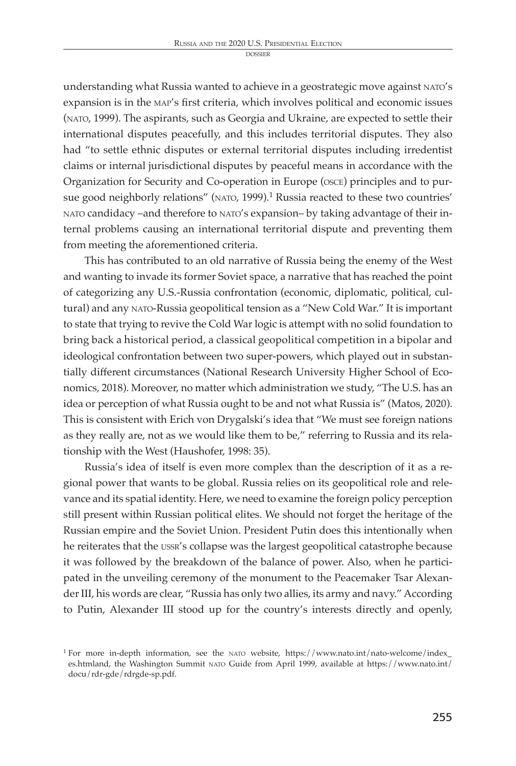understanding what Russia wanted to achieve in a geostrategic move against NATO's expansion is in the MAP's first criteria, which involves political and economic issues (NATO, 1999). The aspirants, such as Georgia and Ukraine, are expected to settle their international disputes peacefully, and this includes territorial disputes. They also had "to settle ethnic disputes or external territorial disputes including irredentist claims or internal jurisdictional disputes by peaceful means in accordance with the Organization for Security and Co-operation in Europe (OSCE) principles and to pursue good neighborly relations" (NATO, 1999).[1] Russia reacted to these two countries' NATO candidacy –and therefore to NATO's expansion– by taking advantage of their internal problems causing an international territorial dispute and preventing them from meeting the aforementioned criteria.

This has contributed to an old narrative of Russia being the enemy of the West and wanting to invade its former Soviet space, a narrative that has reached the point of categorizing any U.S.-Russia confrontation (economic, diplomatic, political, cultural) and any NATO-Russia geopolitical tension as a "New Cold War." It is important to state that trying to revive the Cold War logic is attempt with no solid foundation to bring back a historical period, a classical geopolitical competition in a bipolar and ideological confrontation between two super-powers, which played out in substantially different circumstances (National Research University Higher School of Economics, 2018). Moreover, no matter which administration we study, "The U.S. has an idea or perception of what Russia ought to be and not what Russia is" (Matos, 2020). This is consistent with Erich von Drygalski's idea that "We must see foreign nations as they really are, not as we would like them to be," referring to Russia and its relationship with the West (Haushofer, 1998: 35).

Russia's idea of itself is even more complex than the description of it as a regional power that wants to be global. Russia relies on its geopolitical role and relevance and its spatial identity. Here, we need to examine the foreign policy perception still present within Russian political elites. We should not forget the heritage of the Russian empire and the Soviet Union. President Putin does this intentionally when he reiterates that the USSR's collapse was the largest geopolitical catastrophe because it was followed by the breakdown of the balance of power. Also, when he participated in the unveiling ceremony of the monument to the Peacemaker Tsar Alexander III, his words are clear, "Russia has only two allies, its army and navy." According to Putin, Alexander III stood up for the country's interests directly and openly,

[1] For more in-depth information, see the NATO website, https://www.nato.int/nato-welcome/index_es.htmland, the Washington Summit NATO Guide from April 1999, available at https://www.nato.int/docu/rdr-gde/rdrgde-sp.pdf.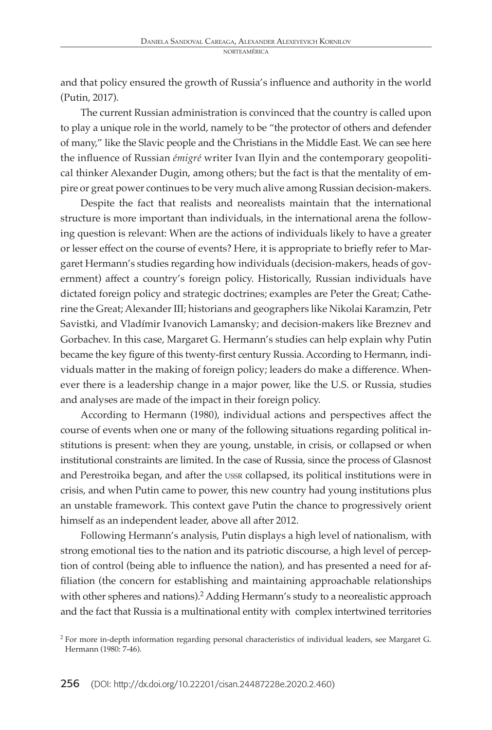and that policy ensured the growth of Russia's influence and authority in the world (Putin, 2017).

The current Russian administration is convinced that the country is called upon to play a unique role in the world, namely to be "the protector of others and defender of many," like the Slavic people and the Christians in the Middle East. We can see here the influence of Russian *émigré* writer Ivan Ilyin and the contemporary geopolitical thinker Alexander Dugin, among others; but the fact is that the mentality of empire or great power continues to be very much alive among Russian decision-makers.

Despite the fact that realists and neorealists maintain that the international structure is more important than individuals, in the international arena the following question is relevant: When are the actions of individuals likely to have a greater or lesser effect on the course of events? Here, it is appropriate to briefly refer to Margaret Hermann's studies regarding how individuals (decision-makers, heads of government) affect a country's foreign policy. Historically, Russian individuals have dictated foreign policy and strategic doctrines; examples are Peter the Great; Catherine the Great; Alexander III; historians and geographers like Nikolai Karamzin, Petr Savistki, and Vladímir Ivanovich Lamansky; and decision-makers like Breznev and Gorbachev. In this case, Margaret G. Hermann's studies can help explain why Putin became the key figure of this twenty-first century Russia. According to Hermann, individuals matter in the making of foreign policy; leaders do make a difference. Whenever there is a leadership change in a major power, like the U.S. or Russia, studies and analyses are made of the impact in their foreign policy.

According to Hermann (1980), individual actions and perspectives affect the course of events when one or many of the following situations regarding political institutions is present: when they are young, unstable, in crisis, or collapsed or when institutional constraints are limited. In the case of Russia, since the process of Glasnost and Perestroika began, and after the USSR collapsed, its political institutions were in crisis, and when Putin came to power, this new country had young institutions plus an unstable framework. This context gave Putin the chance to progressively orient himself as an independent leader, above all after 2012.

Following Hermann's analysis, Putin displays a high level of nationalism, with strong emotional ties to the nation and its patriotic discourse, a high level of perception of control (being able to influence the nation), and has presented a need for affiliation (the concern for establishing and maintaining approachable relationships with other spheres and nations).[2] Adding Hermann's study to a neorealistic approach and the fact that Russia is a multinational entity with complex intertwined territories

[2] For more in-depth information regarding personal characteristics of individual leaders, see Margaret G. Hermann (1980: 7-46).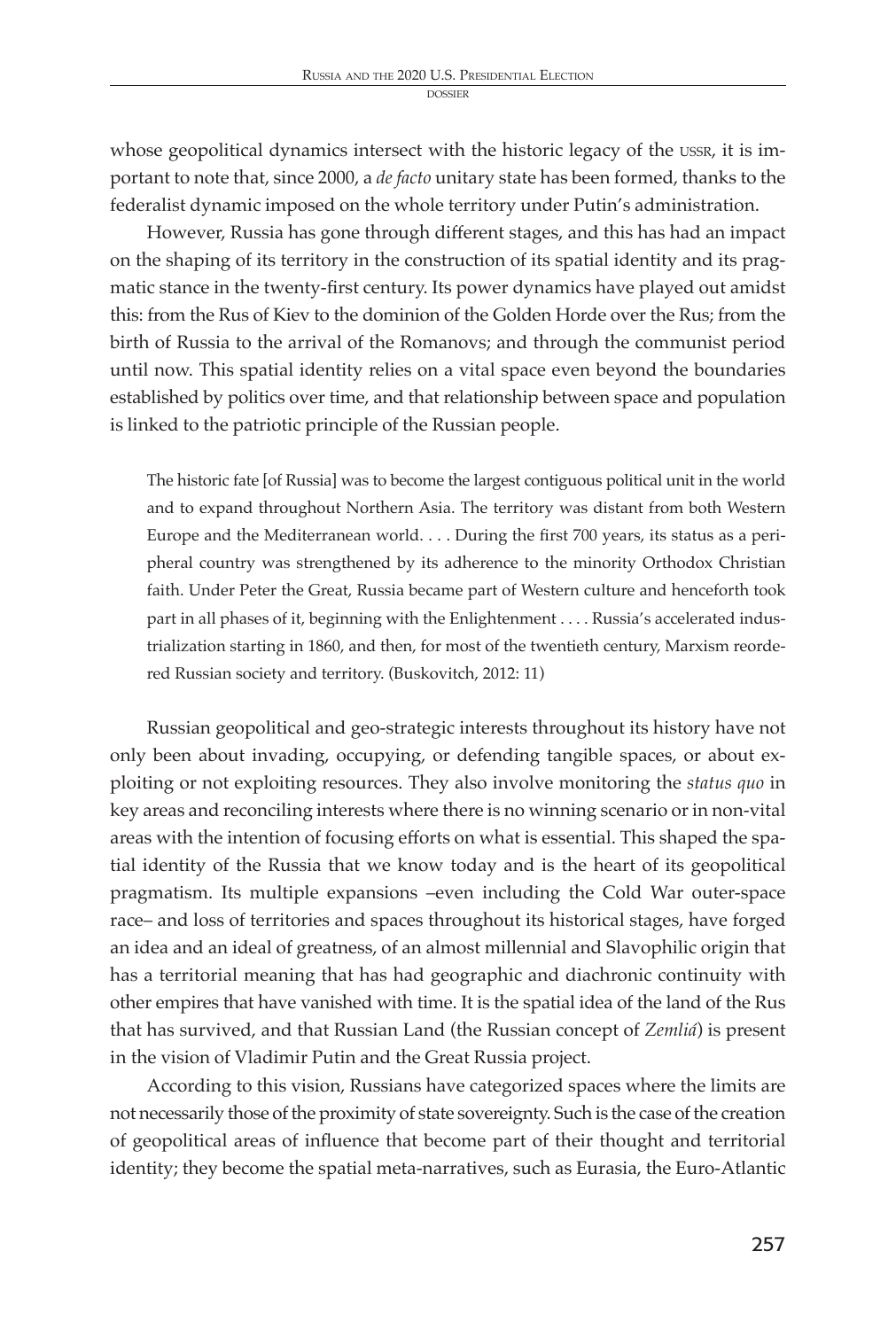whose geopolitical dynamics intersect with the historic legacy of the USSR, it is important to note that, since 2000, a *de facto* unitary state has been formed, thanks to the federalist dynamic imposed on the whole territory under Putin's administration.

However, Russia has gone through different stages, and this has had an impact on the shaping of its territory in the construction of its spatial identity and its pragmatic stance in the twenty-first century. Its power dynamics have played out amidst this: from the Rus of Kiev to the dominion of the Golden Horde over the Rus; from the birth of Russia to the arrival of the Romanovs; and through the communist period until now. This spatial identity relies on a vital space even beyond the boundaries established by politics over time, and that relationship between space and population is linked to the patriotic principle of the Russian people.

> The historic fate [of Russia] was to become the largest contiguous political unit in the world and to expand throughout Northern Asia. The territory was distant from both Western Europe and the Mediterranean world. . . . During the first 700 years, its status as a peripheral country was strengthened by its adherence to the minority Orthodox Christian faith. Under Peter the Great, Russia became part of Western culture and henceforth took part in all phases of it, beginning with the Enlightenment . . . . Russia's accelerated industrialization starting in 1860, and then, for most of the twentieth century, Marxism reordered Russian society and territory. (Buskovitch, 2012: 11)

Russian geopolitical and geo-strategic interests throughout its history have not only been about invading, occupying, or defending tangible spaces, or about exploiting or not exploiting resources. They also involve monitoring the *status quo* in key areas and reconciling interests where there is no winning scenario or in non-vital areas with the intention of focusing efforts on what is essential. This shaped the spatial identity of the Russia that we know today and is the heart of its geopolitical pragmatism. Its multiple expansions –even including the Cold War outer-space race– and loss of territories and spaces throughout its historical stages, have forged an idea and an ideal of greatness, of an almost millennial and Slavophilic origin that has a territorial meaning that has had geographic and diachronic continuity with other empires that have vanished with time. It is the spatial idea of the land of the Rus that has survived, and that Russian Land (the Russian concept of *Zemliá*) is present in the vision of Vladimir Putin and the Great Russia project.

According to this vision, Russians have categorized spaces where the limits are not necessarily those of the proximity of state sovereignty. Such is the case of the creation of geopolitical areas of influence that become part of their thought and territorial identity; they become the spatial meta-narratives, such as Eurasia, the Euro-Atlantic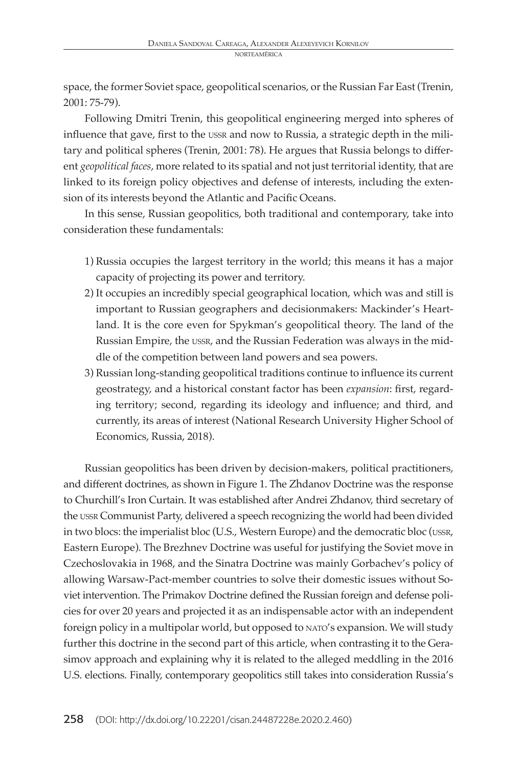space, the former Soviet space, geopolitical scenarios, or the Russian Far East (Trenin, 2001: 75-79).

Following Dmitri Trenin, this geopolitical engineering merged into spheres of influence that gave, first to the USSR and now to Russia, a strategic depth in the military and political spheres (Trenin, 2001: 78). He argues that Russia belongs to different *geopolitical faces*, more related to its spatial and not just territorial identity, that are linked to its foreign policy objectives and defense of interests, including the extension of its interests beyond the Atlantic and Pacific Oceans.

In this sense, Russian geopolitics, both traditional and contemporary, take into consideration these fundamentals:

1) Russia occupies the largest territory in the world; this means it has a major capacity of projecting its power and territory.
2) It occupies an incredibly special geographical location, which was and still is important to Russian geographers and decisionmakers: Mackinder's Heartland. It is the core even for Spykman's geopolitical theory. The land of the Russian Empire, the USSR, and the Russian Federation was always in the middle of the competition between land powers and sea powers.
3) Russian long-standing geopolitical traditions continue to influence its current geostrategy, and a historical constant factor has been *expansion*: first, regarding territory; second, regarding its ideology and influence; and third, and currently, its areas of interest (National Research University Higher School of Economics, Russia, 2018).

Russian geopolitics has been driven by decision-makers, political practitioners, and different doctrines, as shown in Figure 1. The Zhdanov Doctrine was the response to Churchill's Iron Curtain. It was established after Andrei Zhdanov, third secretary of the USSR Communist Party, delivered a speech recognizing the world had been divided in two blocs: the imperialist bloc (U.S., Western Europe) and the democratic bloc (USSR, Eastern Europe). The Brezhnev Doctrine was useful for justifying the Soviet move in Czechoslovakia in 1968, and the Sinatra Doctrine was mainly Gorbachev's policy of allowing Warsaw-Pact-member countries to solve their domestic issues without Soviet intervention. The Primakov Doctrine defined the Russian foreign and defense policies for over 20 years and projected it as an indispensable actor with an independent foreign policy in a multipolar world, but opposed to NATO's expansion. We will study further this doctrine in the second part of this article, when contrasting it to the Gerasimov approach and explaining why it is related to the alleged meddling in the 2016 U.S. elections. Finally, contemporary geopolitics still takes into consideration Russia's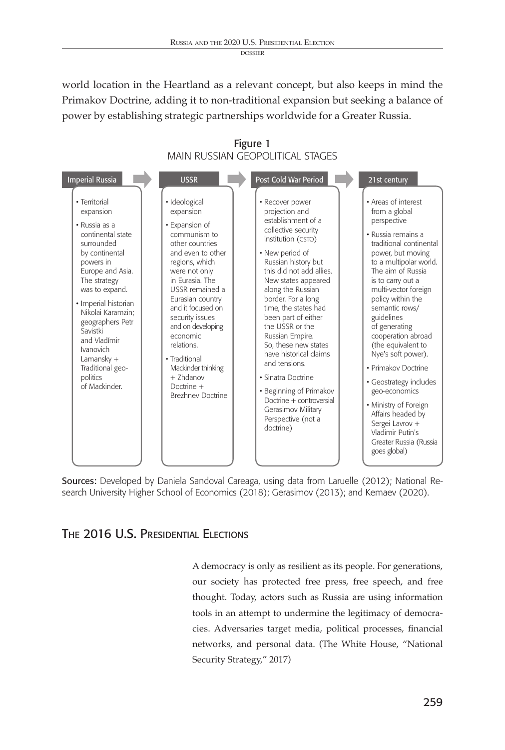world location in the Heartland as a relevant concept, but also keeps in mind the Primakov Doctrine, adding it to non-traditional expansion but seeking a balance of power by establishing strategic partnerships worldwide for a Greater Russia.

Figure 1
MAIN RUSSIAN GEOPOLITICAL STAGES

| Imperial Russia | USSR | Post Cold War Period | 21st century |
|---|---|---|---|
| • Territorial expansion<br>• Russia as a continental state surrounded by continental powers in Europe and Asia. The strategy was to expand.<br>• Imperial historian Nikolai Karamzin; geographers Petr Savistki and Vladímir Ivanovich Lamansky + Traditional geo-politics of Mackinder. | • Ideological expansion<br>• Expansion of communism to other countries and even to other regions, which were not only in Eurasia. The USSR remained a Eurasian country and it focused on security issues and on developing economic relations.<br>• Traditional Mackinder thinking + Zhdanov Doctrine + Brezhnev Doctrine | • Recover power projection and establishment of a collective security institution (CSTO)<br>• New period of Russian history but this did not add allies. New states appeared along the Russian border. For a long time, the states had been part of either the USSR or the Russian Empire. So, these new states have historical claims and tensions.<br>• Sinatra Doctrine<br>• Beginning of Primakov Doctrine + controversial Gerasimov Military Perspective (not a doctrine) | • Areas of interest from a global perspective<br>• Russia remains a traditional continental power, but moving to a multipolar world. The aim of Russia is to carry out a multi-vector foreign policy within the semantic rows/ guidelines of generating cooperation abroad (the equivalent to Nye's soft power).<br>• Primakov Doctrine<br>• Geostrategy includes geo-economics<br>• Ministry of Foreign Affairs headed by Sergei Lavrov + Vladimir Putin's Greater Russia (Russia goes global) |

**Sources:** Developed by Daniela Sandoval Careaga, using data from Laruelle (2012); National Research University Higher School of Economics (2018); Gerasimov (2013); and Kemaev (2020).

## The 2016 U.S. Presidential Elections

> A democracy is only as resilient as its people. For generations, our society has protected free press, free speech, and free thought. Today, actors such as Russia are using information tools in an attempt to undermine the legitimacy of democracies. Adversaries target media, political processes, financial networks, and personal data. (The White House, "National Security Strategy," 2017)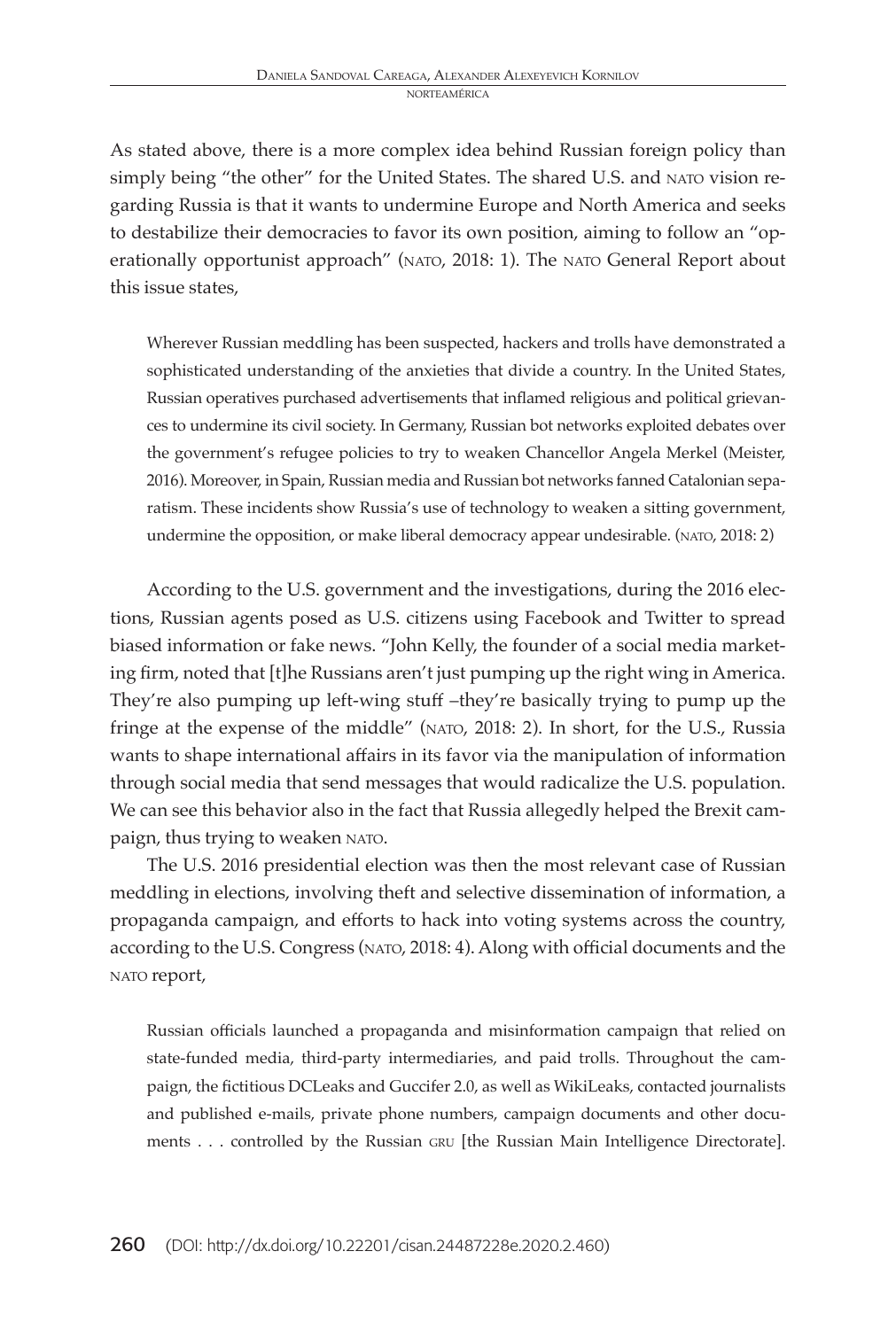As stated above, there is a more complex idea behind Russian foreign policy than simply being "the other" for the United States. The shared U.S. and NATO vision regarding Russia is that it wants to undermine Europe and North America and seeks to destabilize their democracies to favor its own position, aiming to follow an "operationally opportunist approach" (NATO, 2018: 1). The NATO General Report about this issue states,

> Wherever Russian meddling has been suspected, hackers and trolls have demonstrated a sophisticated understanding of the anxieties that divide a country. In the United States, Russian operatives purchased advertisements that inflamed religious and political grievances to undermine its civil society. In Germany, Russian bot networks exploited debates over the government's refugee policies to try to weaken Chancellor Angela Merkel (Meister, 2016). Moreover, in Spain, Russian media and Russian bot networks fanned Catalonian separatism. These incidents show Russia's use of technology to weaken a sitting government, undermine the opposition, or make liberal democracy appear undesirable. (NATO, 2018: 2)

According to the U.S. government and the investigations, during the 2016 elections, Russian agents posed as U.S. citizens using Facebook and Twitter to spread biased information or fake news. "John Kelly, the founder of a social media marketing firm, noted that [t]he Russians aren't just pumping up the right wing in America. They're also pumping up left-wing stuff –they're basically trying to pump up the fringe at the expense of the middle" (NATO, 2018: 2). In short, for the U.S., Russia wants to shape international affairs in its favor via the manipulation of information through social media that send messages that would radicalize the U.S. population. We can see this behavior also in the fact that Russia allegedly helped the Brexit campaign, thus trying to weaken NATO.

The U.S. 2016 presidential election was then the most relevant case of Russian meddling in elections, involving theft and selective dissemination of information, a propaganda campaign, and efforts to hack into voting systems across the country, according to the U.S. Congress (NATO, 2018: 4). Along with official documents and the NATO report,

> Russian officials launched a propaganda and misinformation campaign that relied on state-funded media, third-party intermediaries, and paid trolls. Throughout the campaign, the fictitious DCLeaks and Guccifer 2.0, as well as WikiLeaks, contacted journalists and published e-mails, private phone numbers, campaign documents and other documents . . . controlled by the Russian GRU [the Russian Main Intelligence Directorate].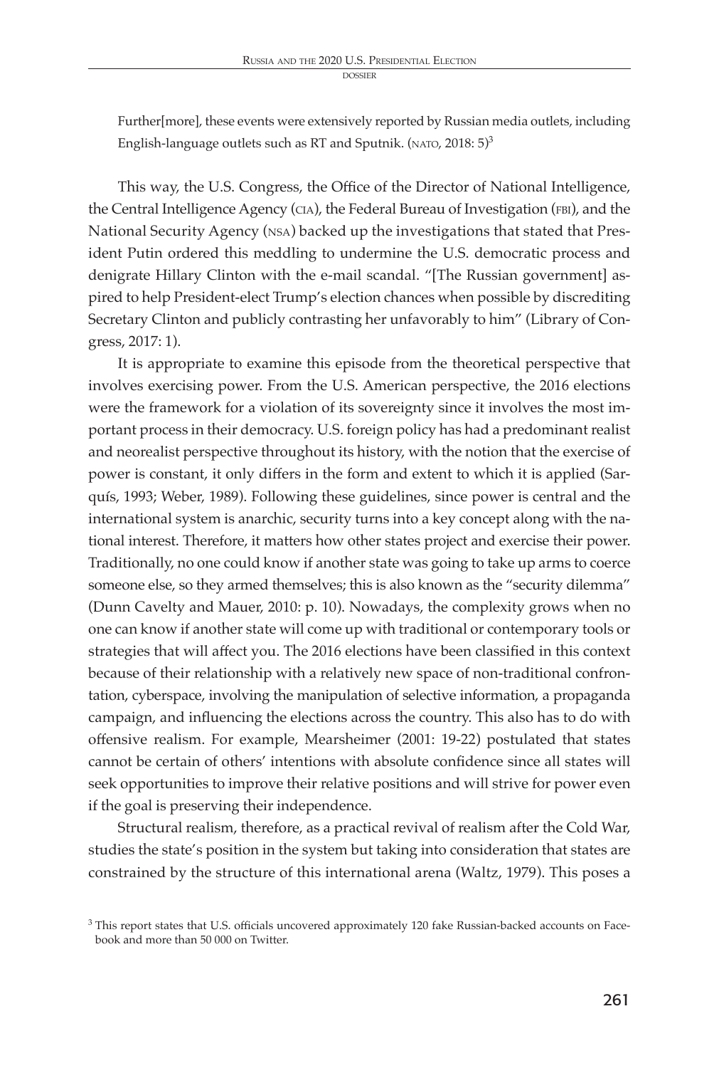Further[more], these events were extensively reported by Russian media outlets, including English-language outlets such as RT and Sputnik. (NATO, 2018: 5)[3]

This way, the U.S. Congress, the Office of the Director of National Intelligence, the Central Intelligence Agency (CIA), the Federal Bureau of Investigation (FBI), and the National Security Agency (NSA) backed up the investigations that stated that President Putin ordered this meddling to undermine the U.S. democratic process and denigrate Hillary Clinton with the e-mail scandal. "[The Russian government] aspired to help President-elect Trump's election chances when possible by discrediting Secretary Clinton and publicly contrasting her unfavorably to him" (Library of Congress, 2017: 1).

It is appropriate to examine this episode from the theoretical perspective that involves exercising power. From the U.S. American perspective, the 2016 elections were the framework for a violation of its sovereignty since it involves the most important process in their democracy. U.S. foreign policy has had a predominant realist and neorealist perspective throughout its history, with the notion that the exercise of power is constant, it only differs in the form and extent to which it is applied (Sarquís, 1993; Weber, 1989). Following these guidelines, since power is central and the international system is anarchic, security turns into a key concept along with the national interest. Therefore, it matters how other states project and exercise their power. Traditionally, no one could know if another state was going to take up arms to coerce someone else, so they armed themselves; this is also known as the "security dilemma" (Dunn Cavelty and Mauer, 2010: p. 10). Nowadays, the complexity grows when no one can know if another state will come up with traditional or contemporary tools or strategies that will affect you. The 2016 elections have been classified in this context because of their relationship with a relatively new space of non-traditional confrontation, cyberspace, involving the manipulation of selective information, a propaganda campaign, and influencing the elections across the country. This also has to do with offensive realism. For example, Mearsheimer (2001: 19-22) postulated that states cannot be certain of others' intentions with absolute confidence since all states will seek opportunities to improve their relative positions and will strive for power even if the goal is preserving their independence.

Structural realism, therefore, as a practical revival of realism after the Cold War, studies the state's position in the system but taking into consideration that states are constrained by the structure of this international arena (Waltz, 1979). This poses a

[3] This report states that U.S. officials uncovered approximately 120 fake Russian-backed accounts on Facebook and more than 50 000 on Twitter.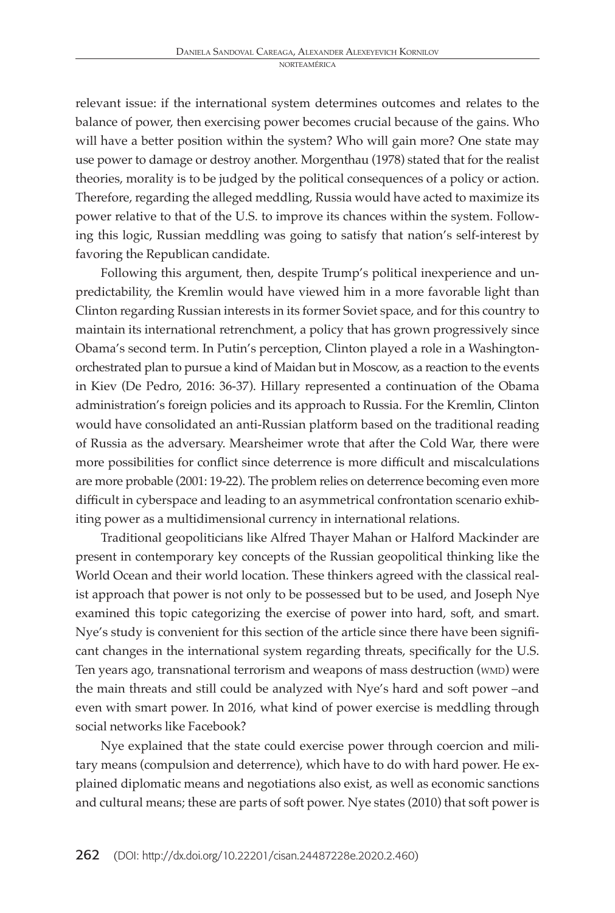relevant issue: if the international system determines outcomes and relates to the balance of power, then exercising power becomes crucial because of the gains. Who will have a better position within the system? Who will gain more? One state may use power to damage or destroy another. Morgenthau (1978) stated that for the realist theories, morality is to be judged by the political consequences of a policy or action. Therefore, regarding the alleged meddling, Russia would have acted to maximize its power relative to that of the U.S. to improve its chances within the system. Following this logic, Russian meddling was going to satisfy that nation's self-interest by favoring the Republican candidate.

Following this argument, then, despite Trump's political inexperience and unpredictability, the Kremlin would have viewed him in a more favorable light than Clinton regarding Russian interests in its former Soviet space, and for this country to maintain its international retrenchment, a policy that has grown progressively since Obama's second term. In Putin's perception, Clinton played a role in a Washington-orchestrated plan to pursue a kind of Maidan but in Moscow, as a reaction to the events in Kiev (De Pedro, 2016: 36-37). Hillary represented a continuation of the Obama administration's foreign policies and its approach to Russia. For the Kremlin, Clinton would have consolidated an anti-Russian platform based on the traditional reading of Russia as the adversary. Mearsheimer wrote that after the Cold War, there were more possibilities for conflict since deterrence is more difficult and miscalculations are more probable (2001: 19-22). The problem relies on deterrence becoming even more difficult in cyberspace and leading to an asymmetrical confrontation scenario exhibiting power as a multidimensional currency in international relations.

Traditional geopoliticians like Alfred Thayer Mahan or Halford Mackinder are present in contemporary key concepts of the Russian geopolitical thinking like the World Ocean and their world location. These thinkers agreed with the classical realist approach that power is not only to be possessed but to be used, and Joseph Nye examined this topic categorizing the exercise of power into hard, soft, and smart. Nye's study is convenient for this section of the article since there have been significant changes in the international system regarding threats, specifically for the U.S. Ten years ago, transnational terrorism and weapons of mass destruction (WMD) were the main threats and still could be analyzed with Nye's hard and soft power –and even with smart power. In 2016, what kind of power exercise is meddling through social networks like Facebook?

Nye explained that the state could exercise power through coercion and military means (compulsion and deterrence), which have to do with hard power. He explained diplomatic means and negotiations also exist, as well as economic sanctions and cultural means; these are parts of soft power. Nye states (2010) that soft power is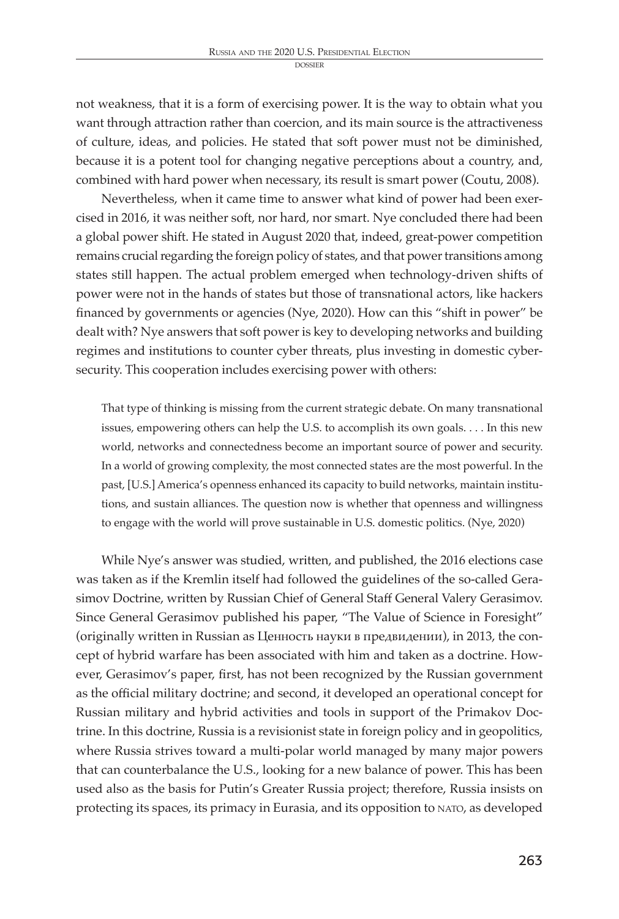not weakness, that it is a form of exercising power. It is the way to obtain what you want through attraction rather than coercion, and its main source is the attractiveness of culture, ideas, and policies. He stated that soft power must not be diminished, because it is a potent tool for changing negative perceptions about a country, and, combined with hard power when necessary, its result is smart power (Coutu, 2008).

Nevertheless, when it came time to answer what kind of power had been exercised in 2016, it was neither soft, nor hard, nor smart. Nye concluded there had been a global power shift. He stated in August 2020 that, indeed, great-power competition remains crucial regarding the foreign policy of states, and that power transitions among states still happen. The actual problem emerged when technology-driven shifts of power were not in the hands of states but those of transnational actors, like hackers financed by governments or agencies (Nye, 2020). How can this "shift in power" be dealt with? Nye answers that soft power is key to developing networks and building regimes and institutions to counter cyber threats, plus investing in domestic cybersecurity. This cooperation includes exercising power with others:

> That type of thinking is missing from the current strategic debate. On many transnational issues, empowering others can help the U.S. to accomplish its own goals. . . . In this new world, networks and connectedness become an important source of power and security. In a world of growing complexity, the most connected states are the most powerful. In the past, [U.S.] America's openness enhanced its capacity to build networks, maintain institutions, and sustain alliances. The question now is whether that openness and willingness to engage with the world will prove sustainable in U.S. domestic politics. (Nye, 2020)

While Nye's answer was studied, written, and published, the 2016 elections case was taken as if the Kremlin itself had followed the guidelines of the so-called Gerasimov Doctrine, written by Russian Chief of General Staff General Valery Gerasimov. Since General Gerasimov published his paper, "The Value of Science in Foresight" (originally written in Russian as Ценность науки в предвидении), in 2013, the concept of hybrid warfare has been associated with him and taken as a doctrine. However, Gerasimov's paper, first, has not been recognized by the Russian government as the official military doctrine; and second, it developed an operational concept for Russian military and hybrid activities and tools in support of the Primakov Doctrine. In this doctrine, Russia is a revisionist state in foreign policy and in geopolitics, where Russia strives toward a multi-polar world managed by many major powers that can counterbalance the U.S., looking for a new balance of power. This has been used also as the basis for Putin's Greater Russia project; therefore, Russia insists on protecting its spaces, its primacy in Eurasia, and its opposition to NATO, as developed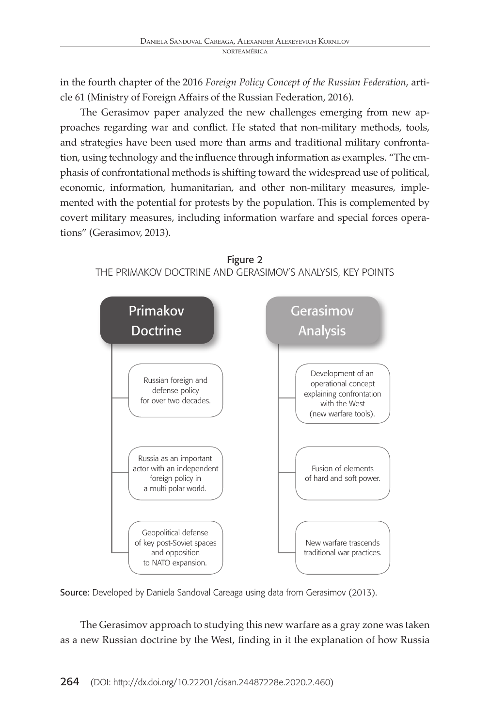in the fourth chapter of the 2016 *Foreign Policy Concept of the Russian Federation*, article 61 (Ministry of Foreign Affairs of the Russian Federation, 2016).

The Gerasimov paper analyzed the new challenges emerging from new approaches regarding war and conflict. He stated that non-military methods, tools, and strategies have been used more than arms and traditional military confrontation, using technology and the influence through information as examples. "The emphasis of confrontational methods is shifting toward the widespread use of political, economic, information, humanitarian, and other non-military measures, implemented with the potential for protests by the population. This is complemented by covert military measures, including information warfare and special forces operations" (Gerasimov, 2013).

Figure 2
THE PRIMAKOV DOCTRINE AND GERASIMOV'S ANALYSIS, KEY POINTS

| Primakov Doctrine | Gerasimov Analysis |
| --- | --- |
| Russian foreign and defense policy for over two decades. | Development of an operational concept explaining confrontation with the West (new warfare tools). |
| Russia as an important actor with an independent foreign policy in a multi-polar world. | Fusion of elements of hard and soft power. |
| Geopolitical defense of key post-Soviet spaces and opposition to NATO expansion. | New warfare trascends traditional war practices. |

**Source:** Developed by Daniela Sandoval Careaga using data from Gerasimov (2013).

The Gerasimov approach to studying this new warfare as a gray zone was taken as a new Russian doctrine by the West, finding in it the explanation of how Russia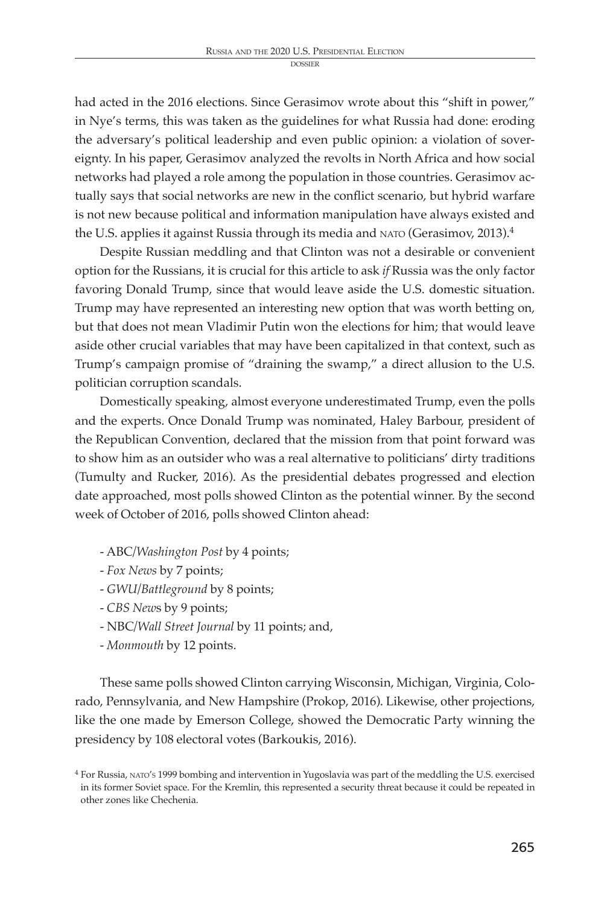had acted in the 2016 elections. Since Gerasimov wrote about this "shift in power," in Nye's terms, this was taken as the guidelines for what Russia had done: eroding the adversary's political leadership and even public opinion: a violation of sovereignty. In his paper, Gerasimov analyzed the revolts in North Africa and how social networks had played a role among the population in those countries. Gerasimov actually says that social networks are new in the conflict scenario, but hybrid warfare is not new because political and information manipulation have always existed and the U.S. applies it against Russia through its media and NATO (Gerasimov, 2013).[4]

Despite Russian meddling and that Clinton was not a desirable or convenient option for the Russians, it is crucial for this article to ask *if* Russia was the only factor favoring Donald Trump, since that would leave aside the U.S. domestic situation. Trump may have represented an interesting new option that was worth betting on, but that does not mean Vladimir Putin won the elections for him; that would leave aside other crucial variables that may have been capitalized in that context, such as Trump's campaign promise of "draining the swamp," a direct allusion to the U.S. politician corruption scandals.

Domestically speaking, almost everyone underestimated Trump, even the polls and the experts. Once Donald Trump was nominated, Haley Barbour, president of the Republican Convention, declared that the mission from that point forward was to show him as an outsider who was a real alternative to politicians' dirty traditions (Tumulty and Rucker, 2016). As the presidential debates progressed and election date approached, most polls showed Clinton as the potential winner. By the second week of October of 2016, polls showed Clinton ahead:

- ABC/*Washington Post* by 4 points;
- *Fox News* by 7 points;
- *GWU/Battleground* by 8 points;
- *CBS New*s by 9 points;
- NBC/*Wall Street Journal* by 11 points; and,
- *Monmouth* by 12 points.

These same polls showed Clinton carrying Wisconsin, Michigan, Virginia, Colorado, Pennsylvania, and New Hampshire (Prokop, 2016). Likewise, other projections, like the one made by Emerson College, showed the Democratic Party winning the presidency by 108 electoral votes (Barkoukis, 2016).

[4] For Russia, NATO's 1999 bombing and intervention in Yugoslavia was part of the meddling the U.S. exercised in its former Soviet space. For the Kremlin, this represented a security threat because it could be repeated in other zones like Chechenia.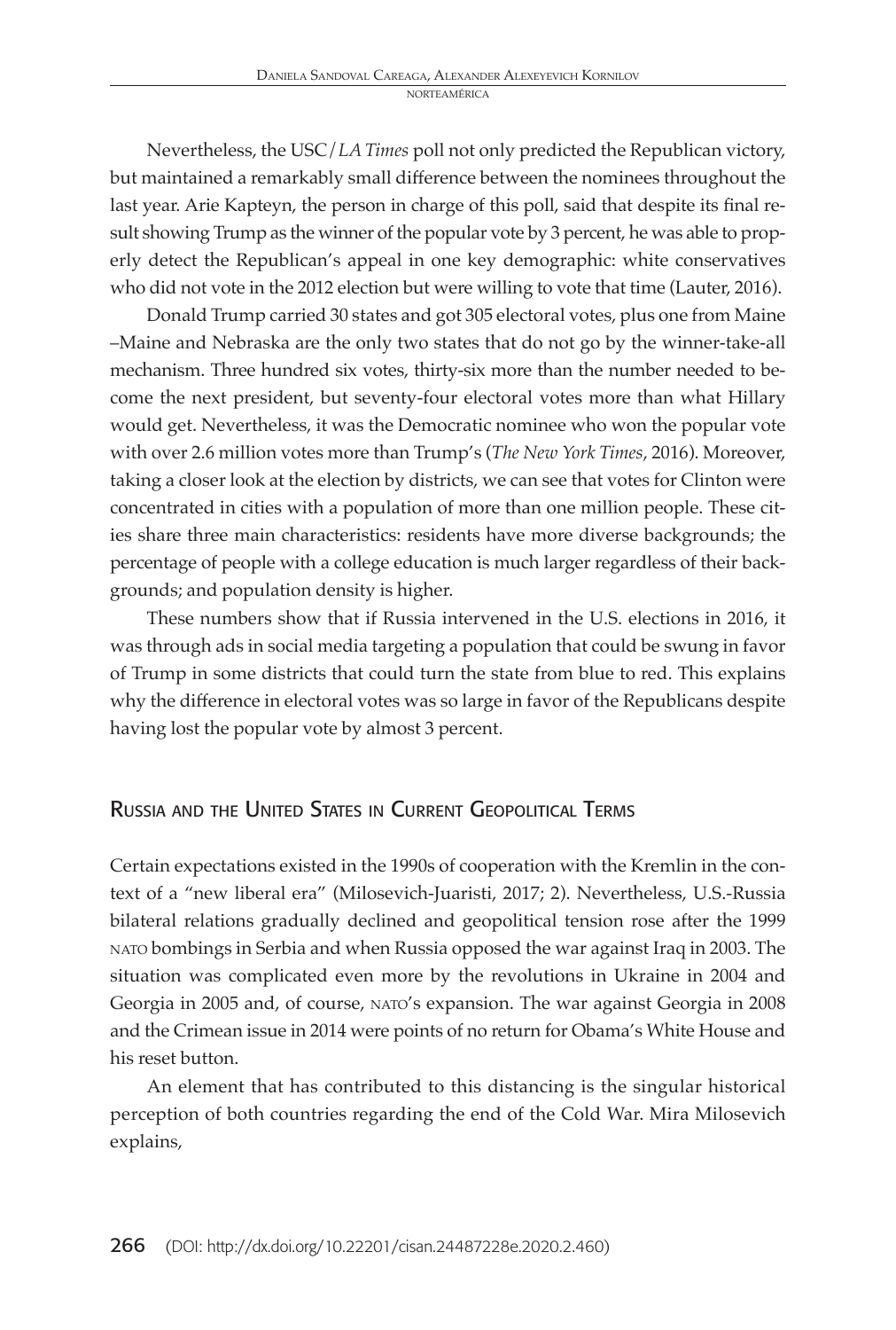Nevertheless, the USC/*LA Times* poll not only predicted the Republican victory, but maintained a remarkably small difference between the nominees throughout the last year. Arie Kapteyn, the person in charge of this poll, said that despite its final result showing Trump as the winner of the popular vote by 3 percent, he was able to properly detect the Republican's appeal in one key demographic: white conservatives who did not vote in the 2012 election but were willing to vote that time (Lauter, 2016).

Donald Trump carried 30 states and got 305 electoral votes, plus one from Maine –Maine and Nebraska are the only two states that do not go by the winner-take-all mechanism. Three hundred six votes, thirty-six more than the number needed to become the next president, but seventy-four electoral votes more than what Hillary would get. Nevertheless, it was the Democratic nominee who won the popular vote with over 2.6 million votes more than Trump's (*The New York Times*, 2016). Moreover, taking a closer look at the election by districts, we can see that votes for Clinton were concentrated in cities with a population of more than one million people. These cities share three main characteristics: residents have more diverse backgrounds; the percentage of people with a college education is much larger regardless of their backgrounds; and population density is higher.

These numbers show that if Russia intervened in the U.S. elections in 2016, it was through ads in social media targeting a population that could be swung in favor of Trump in some districts that could turn the state from blue to red. This explains why the difference in electoral votes was so large in favor of the Republicans despite having lost the popular vote by almost 3 percent.

## Russia and the United States in Current Geopolitical Terms

Certain expectations existed in the 1990s of cooperation with the Kremlin in the context of a "new liberal era" (Milosevich-Juaristi, 2017; 2). Nevertheless, U.S.-Russia bilateral relations gradually declined and geopolitical tension rose after the 1999 NATO bombings in Serbia and when Russia opposed the war against Iraq in 2003. The situation was complicated even more by the revolutions in Ukraine in 2004 and Georgia in 2005 and, of course, NATO's expansion. The war against Georgia in 2008 and the Crimean issue in 2014 were points of no return for Obama's White House and his reset button.

An element that has contributed to this distancing is the singular historical perception of both countries regarding the end of the Cold War. Mira Milosevich explains,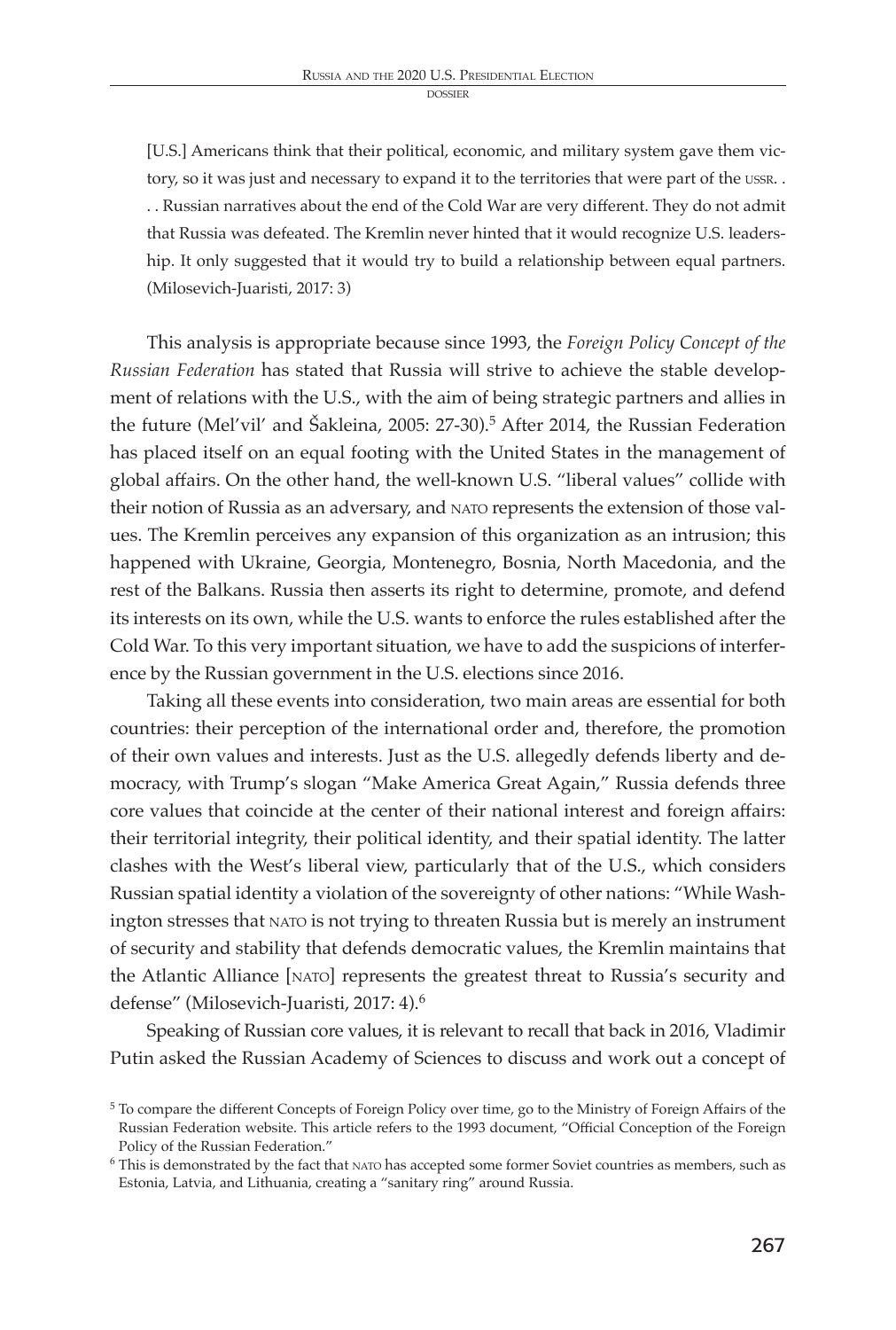[U.S.] Americans think that their political, economic, and military system gave them victory, so it was just and necessary to expand it to the territories that were part of the USSR. . . . Russian narratives about the end of the Cold War are very different. They do not admit that Russia was defeated. The Kremlin never hinted that it would recognize U.S. leadership. It only suggested that it would try to build a relationship between equal partners. (Milosevich-Juaristi, 2017: 3)

This analysis is appropriate because since 1993, the *Foreign Policy Concept of the Russian Federation* has stated that Russia will strive to achieve the stable development of relations with the U.S., with the aim of being strategic partners and allies in the future (Mel'vil' and Šakleina, 2005: 27-30).[5] After 2014, the Russian Federation has placed itself on an equal footing with the United States in the management of global affairs. On the other hand, the well-known U.S. "liberal values" collide with their notion of Russia as an adversary, and NATO represents the extension of those values. The Kremlin perceives any expansion of this organization as an intrusion; this happened with Ukraine, Georgia, Montenegro, Bosnia, North Macedonia, and the rest of the Balkans. Russia then asserts its right to determine, promote, and defend its interests on its own, while the U.S. wants to enforce the rules established after the Cold War. To this very important situation, we have to add the suspicions of interference by the Russian government in the U.S. elections since 2016.

Taking all these events into consideration, two main areas are essential for both countries: their perception of the international order and, therefore, the promotion of their own values and interests. Just as the U.S. allegedly defends liberty and democracy, with Trump's slogan "Make America Great Again," Russia defends three core values that coincide at the center of their national interest and foreign affairs: their territorial integrity, their political identity, and their spatial identity. The latter clashes with the West's liberal view, particularly that of the U.S., which considers Russian spatial identity a violation of the sovereignty of other nations: "While Washington stresses that NATO is not trying to threaten Russia but is merely an instrument of security and stability that defends democratic values, the Kremlin maintains that the Atlantic Alliance [NATO] represents the greatest threat to Russia's security and defense" (Milosevich-Juaristi, 2017: 4).[6]

Speaking of Russian core values, it is relevant to recall that back in 2016, Vladimir Putin asked the Russian Academy of Sciences to discuss and work out a concept of

---

[5] To compare the different Concepts of Foreign Policy over time, go to the Ministry of Foreign Affairs of the Russian Federation website. This article refers to the 1993 document, "Official Conception of the Foreign Policy of the Russian Federation."

[6] This is demonstrated by the fact that NATO has accepted some former Soviet countries as members, such as Estonia, Latvia, and Lithuania, creating a "sanitary ring" around Russia.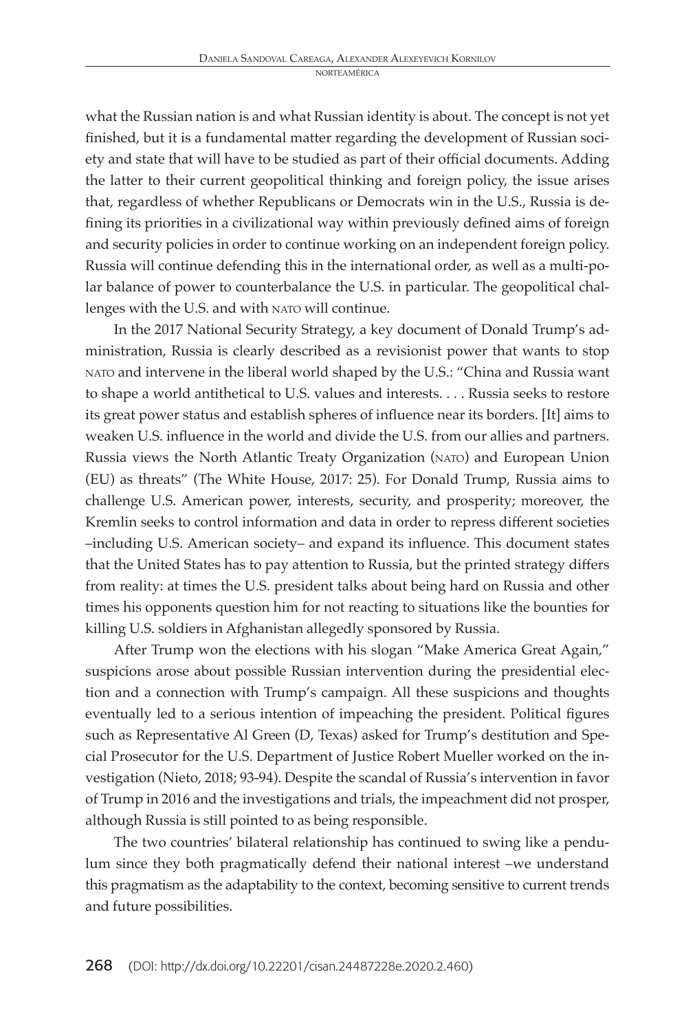what the Russian nation is and what Russian identity is about. The concept is not yet finished, but it is a fundamental matter regarding the development of Russian society and state that will have to be studied as part of their official documents. Adding the latter to their current geopolitical thinking and foreign policy, the issue arises that, regardless of whether Republicans or Democrats win in the U.S., Russia is defining its priorities in a civilizational way within previously defined aims of foreign and security policies in order to continue working on an independent foreign policy. Russia will continue defending this in the international order, as well as a multi-polar balance of power to counterbalance the U.S. in particular. The geopolitical challenges with the U.S. and with NATO will continue.

In the 2017 National Security Strategy, a key document of Donald Trump's administration, Russia is clearly described as a revisionist power that wants to stop NATO and intervene in the liberal world shaped by the U.S.: "China and Russia want to shape a world antithetical to U.S. values and interests. . . . Russia seeks to restore its great power status and establish spheres of influence near its borders. [It] aims to weaken U.S. influence in the world and divide the U.S. from our allies and partners. Russia views the North Atlantic Treaty Organization (NATO) and European Union (EU) as threats" (The White House, 2017: 25). For Donald Trump, Russia aims to challenge U.S. American power, interests, security, and prosperity; moreover, the Kremlin seeks to control information and data in order to repress different societies –including U.S. American society– and expand its influence. This document states that the United States has to pay attention to Russia, but the printed strategy differs from reality: at times the U.S. president talks about being hard on Russia and other times his opponents question him for not reacting to situations like the bounties for killing U.S. soldiers in Afghanistan allegedly sponsored by Russia.

After Trump won the elections with his slogan "Make America Great Again," suspicions arose about possible Russian intervention during the presidential election and a connection with Trump's campaign. All these suspicions and thoughts eventually led to a serious intention of impeaching the president. Political figures such as Representative Al Green (D, Texas) asked for Trump's destitution and Special Prosecutor for the U.S. Department of Justice Robert Mueller worked on the investigation (Nieto, 2018; 93-94). Despite the scandal of Russia's intervention in favor of Trump in 2016 and the investigations and trials, the impeachment did not prosper, although Russia is still pointed to as being responsible.

The two countries' bilateral relationship has continued to swing like a pendulum since they both pragmatically defend their national interest –we understand this pragmatism as the adaptability to the context, becoming sensitive to current trends and future possibilities.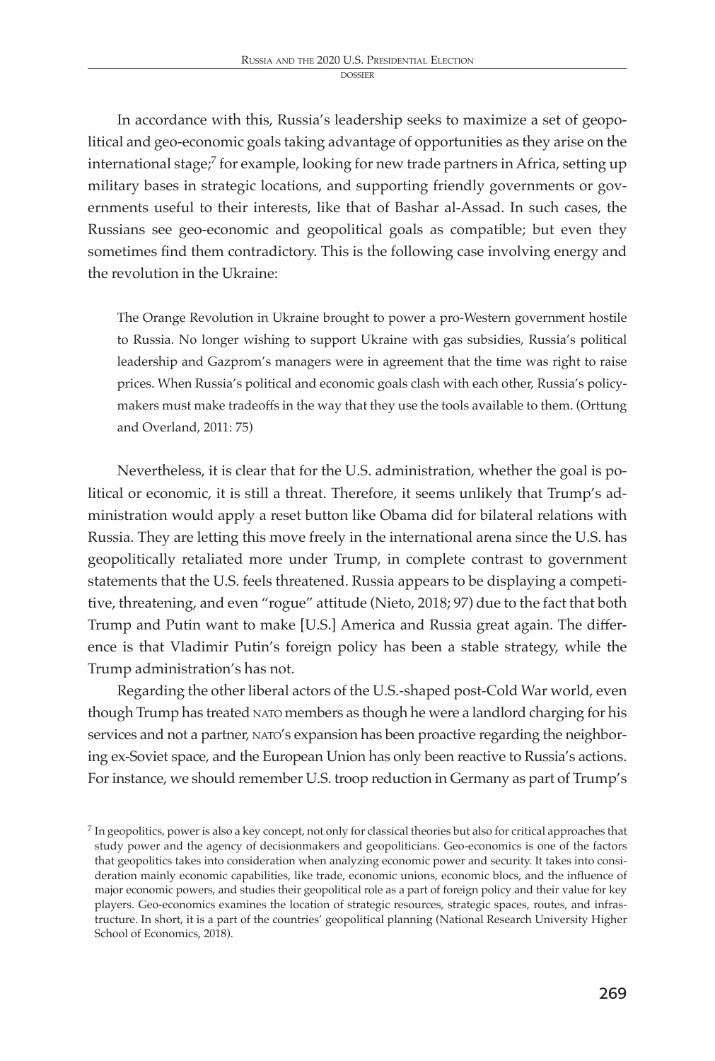In accordance with this, Russia's leadership seeks to maximize a set of geopolitical and geo-economic goals taking advantage of opportunities as they arise on the international stage;[7] for example, looking for new trade partners in Africa, setting up military bases in strategic locations, and supporting friendly governments or governments useful to their interests, like that of Bashar al-Assad. In such cases, the Russians see geo-economic and geopolitical goals as compatible; but even they sometimes find them contradictory. This is the following case involving energy and the revolution in the Ukraine:

> The Orange Revolution in Ukraine brought to power a pro-Western government hostile to Russia. No longer wishing to support Ukraine with gas subsidies, Russia's political leadership and Gazprom's managers were in agreement that the time was right to raise prices. When Russia's political and economic goals clash with each other, Russia's policymakers must make tradeoffs in the way that they use the tools available to them. (Orttung and Overland, 2011: 75)

Nevertheless, it is clear that for the U.S. administration, whether the goal is political or economic, it is still a threat. Therefore, it seems unlikely that Trump's administration would apply a reset button like Obama did for bilateral relations with Russia. They are letting this move freely in the international arena since the U.S. has geopolitically retaliated more under Trump, in complete contrast to government statements that the U.S. feels threatened. Russia appears to be displaying a competitive, threatening, and even "rogue" attitude (Nieto, 2018; 97) due to the fact that both Trump and Putin want to make [U.S.] America and Russia great again. The difference is that Vladimir Putin's foreign policy has been a stable strategy, while the Trump administration's has not.

Regarding the other liberal actors of the U.S.-shaped post-Cold War world, even though Trump has treated NATO members as though he were a landlord charging for his services and not a partner, NATO's expansion has been proactive regarding the neighboring ex-Soviet space, and the European Union has only been reactive to Russia's actions. For instance, we should remember U.S. troop reduction in Germany as part of Trump's

[7] In geopolitics, power is also a key concept, not only for classical theories but also for critical approaches that study power and the agency of decisionmakers and geopoliticians. Geo-economics is one of the factors that geopolitics takes into consideration when analyzing economic power and security. It takes into consideration mainly economic capabilities, like trade, economic unions, economic blocs, and the influence of major economic powers, and studies their geopolitical role as a part of foreign policy and their value for key players. Geo-economics examines the location of strategic resources, strategic spaces, routes, and infrastructure. In short, it is a part of the countries' geopolitical planning (National Research University Higher School of Economics, 2018).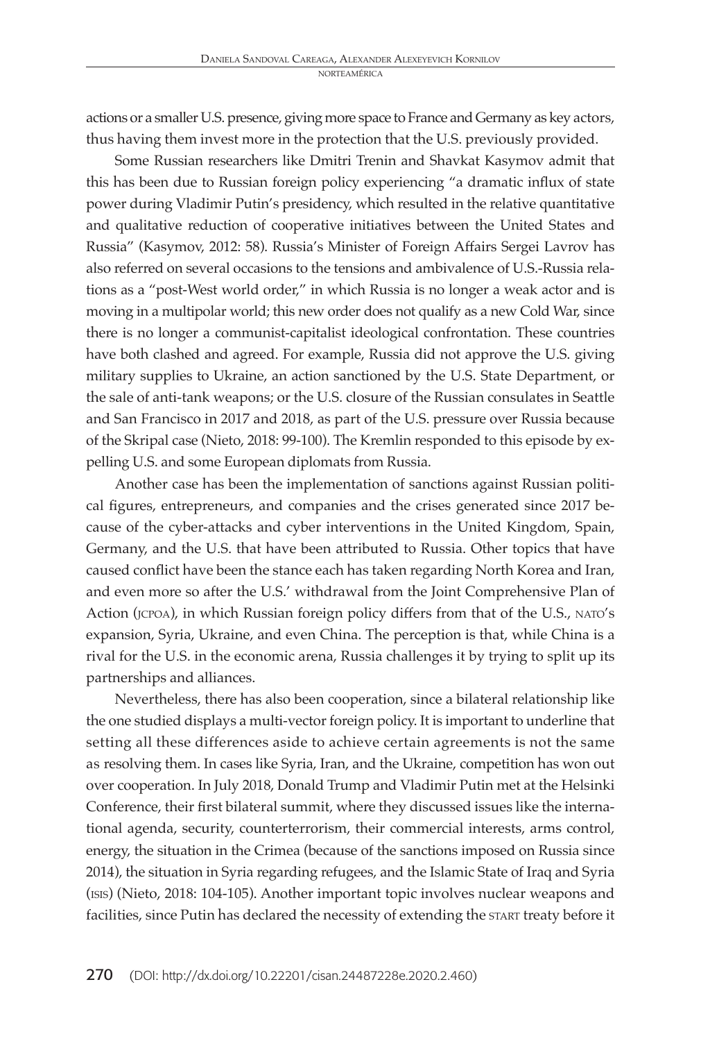actions or a smaller U.S. presence, giving more space to France and Germany as key actors, thus having them invest more in the protection that the U.S. previously provided.

Some Russian researchers like Dmitri Trenin and Shavkat Kasymov admit that this has been due to Russian foreign policy experiencing "a dramatic influx of state power during Vladimir Putin's presidency, which resulted in the relative quantitative and qualitative reduction of cooperative initiatives between the United States and Russia" (Kasymov, 2012: 58). Russia's Minister of Foreign Affairs Sergei Lavrov has also referred on several occasions to the tensions and ambivalence of U.S.-Russia relations as a "post-West world order," in which Russia is no longer a weak actor and is moving in a multipolar world; this new order does not qualify as a new Cold War, since there is no longer a communist-capitalist ideological confrontation. These countries have both clashed and agreed. For example, Russia did not approve the U.S. giving military supplies to Ukraine, an action sanctioned by the U.S. State Department, or the sale of anti-tank weapons; or the U.S. closure of the Russian consulates in Seattle and San Francisco in 2017 and 2018, as part of the U.S. pressure over Russia because of the Skripal case (Nieto, 2018: 99-100). The Kremlin responded to this episode by expelling U.S. and some European diplomats from Russia.

Another case has been the implementation of sanctions against Russian political figures, entrepreneurs, and companies and the crises generated since 2017 because of the cyber-attacks and cyber interventions in the United Kingdom, Spain, Germany, and the U.S. that have been attributed to Russia. Other topics that have caused conflict have been the stance each has taken regarding North Korea and Iran, and even more so after the U.S.' withdrawal from the Joint Comprehensive Plan of Action (JCPOA), in which Russian foreign policy differs from that of the U.S., NATO's expansion, Syria, Ukraine, and even China. The perception is that, while China is a rival for the U.S. in the economic arena, Russia challenges it by trying to split up its partnerships and alliances.

Nevertheless, there has also been cooperation, since a bilateral relationship like the one studied displays a multi-vector foreign policy. It is important to underline that setting all these differences aside to achieve certain agreements is not the same as resolving them. In cases like Syria, Iran, and the Ukraine, competition has won out over cooperation. In July 2018, Donald Trump and Vladimir Putin met at the Helsinki Conference, their first bilateral summit, where they discussed issues like the international agenda, security, counterterrorism, their commercial interests, arms control, energy, the situation in the Crimea (because of the sanctions imposed on Russia since 2014), the situation in Syria regarding refugees, and the Islamic State of Iraq and Syria (ISIS) (Nieto, 2018: 104-105). Another important topic involves nuclear weapons and facilities, since Putin has declared the necessity of extending the START treaty before it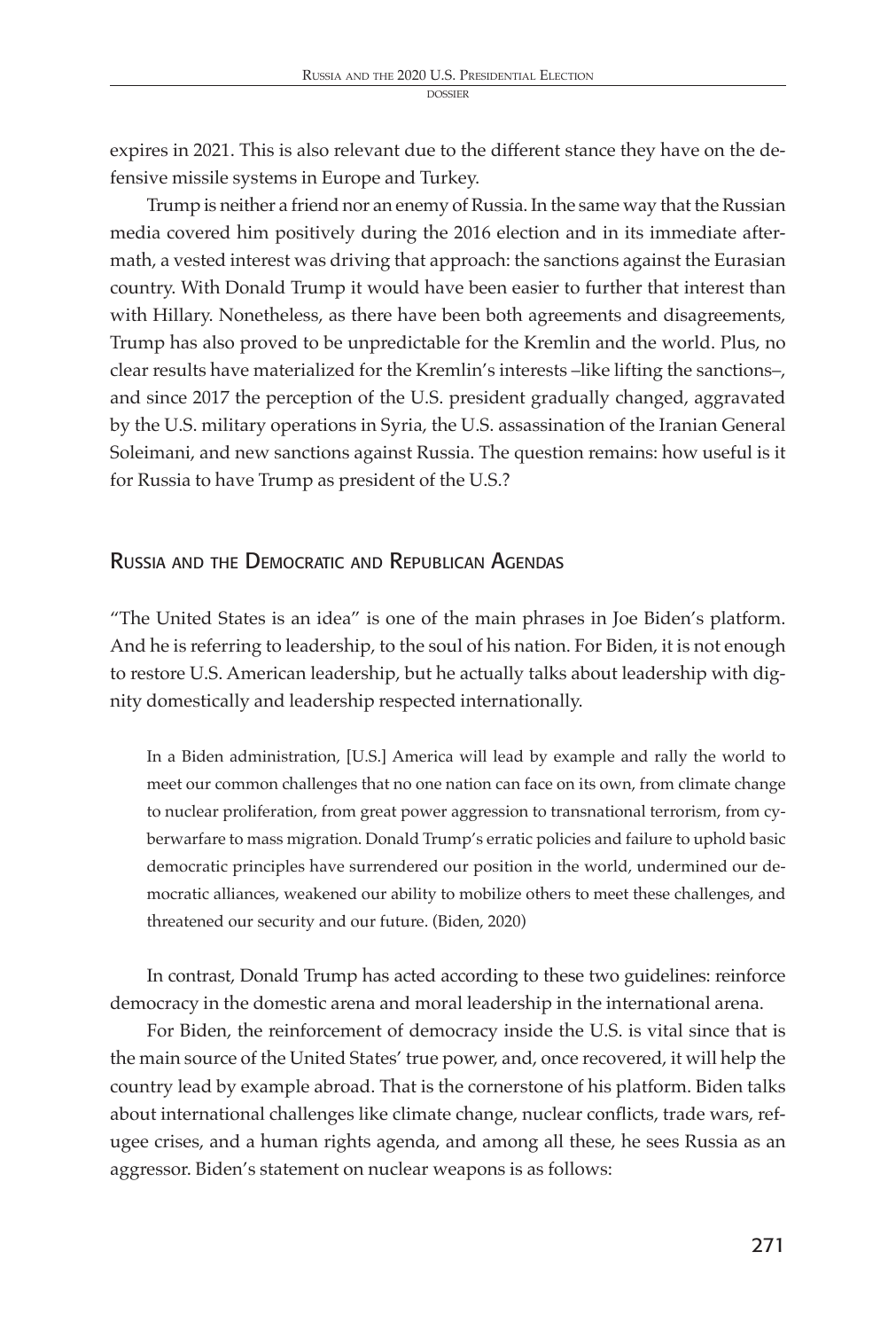expires in 2021. This is also relevant due to the different stance they have on the defensive missile systems in Europe and Turkey.

Trump is neither a friend nor an enemy of Russia. In the same way that the Russian media covered him positively during the 2016 election and in its immediate aftermath, a vested interest was driving that approach: the sanctions against the Eurasian country. With Donald Trump it would have been easier to further that interest than with Hillary. Nonetheless, as there have been both agreements and disagreements, Trump has also proved to be unpredictable for the Kremlin and the world. Plus, no clear results have materialized for the Kremlin's interests –like lifting the sanctions–, and since 2017 the perception of the U.S. president gradually changed, aggravated by the U.S. military operations in Syria, the U.S. assassination of the Iranian General Soleimani, and new sanctions against Russia. The question remains: how useful is it for Russia to have Trump as president of the U.S.?

## Russia and the Democratic and Republican Agendas

"The United States is an idea" is one of the main phrases in Joe Biden's platform. And he is referring to leadership, to the soul of his nation. For Biden, it is not enough to restore U.S. American leadership, but he actually talks about leadership with dignity domestically and leadership respected internationally.

> In a Biden administration, [U.S.] America will lead by example and rally the world to meet our common challenges that no one nation can face on its own, from climate change to nuclear proliferation, from great power aggression to transnational terrorism, from cyberwarfare to mass migration. Donald Trump's erratic policies and failure to uphold basic democratic principles have surrendered our position in the world, undermined our democratic alliances, weakened our ability to mobilize others to meet these challenges, and threatened our security and our future. (Biden, 2020)

In contrast, Donald Trump has acted according to these two guidelines: reinforce democracy in the domestic arena and moral leadership in the international arena.

For Biden, the reinforcement of democracy inside the U.S. is vital since that is the main source of the United States' true power, and, once recovered, it will help the country lead by example abroad. That is the cornerstone of his platform. Biden talks about international challenges like climate change, nuclear conflicts, trade wars, refugee crises, and a human rights agenda, and among all these, he sees Russia as an aggressor. Biden's statement on nuclear weapons is as follows: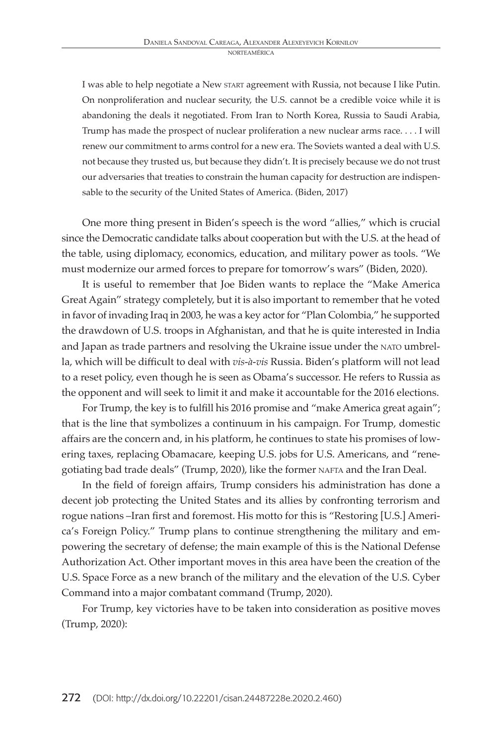> I was able to help negotiate a New START agreement with Russia, not because I like Putin. On nonproliferation and nuclear security, the U.S. cannot be a credible voice while it is abandoning the deals it negotiated. From Iran to North Korea, Russia to Saudi Arabia, Trump has made the prospect of nuclear proliferation a new nuclear arms race. . . . I will renew our commitment to arms control for a new era. The Soviets wanted a deal with U.S. not because they trusted us, but because they didn't. It is precisely because we do not trust our adversaries that treaties to constrain the human capacity for destruction are indispensable to the security of the United States of America. (Biden, 2017)

One more thing present in Biden's speech is the word "allies," which is crucial since the Democratic candidate talks about cooperation but with the U.S. at the head of the table, using diplomacy, economics, education, and military power as tools. "We must modernize our armed forces to prepare for tomorrow's wars" (Biden, 2020).

It is useful to remember that Joe Biden wants to replace the "Make America Great Again" strategy completely, but it is also important to remember that he voted in favor of invading Iraq in 2003, he was a key actor for "Plan Colombia," he supported the drawdown of U.S. troops in Afghanistan, and that he is quite interested in India and Japan as trade partners and resolving the Ukraine issue under the NATO umbrella, which will be difficult to deal with *vis-à-vis* Russia. Biden's platform will not lead to a reset policy, even though he is seen as Obama's successor. He refers to Russia as the opponent and will seek to limit it and make it accountable for the 2016 elections.

For Trump, the key is to fulfill his 2016 promise and "make America great again"; that is the line that symbolizes a continuum in his campaign. For Trump, domestic affairs are the concern and, in his platform, he continues to state his promises of lowering taxes, replacing Obamacare, keeping U.S. jobs for U.S. Americans, and "renegotiating bad trade deals" (Trump, 2020), like the former NAFTA and the Iran Deal.

In the field of foreign affairs, Trump considers his administration has done a decent job protecting the United States and its allies by confronting terrorism and rogue nations –Iran first and foremost. His motto for this is "Restoring [U.S.] America's Foreign Policy." Trump plans to continue strengthening the military and empowering the secretary of defense; the main example of this is the National Defense Authorization Act. Other important moves in this area have been the creation of the U.S. Space Force as a new branch of the military and the elevation of the U.S. Cyber Command into a major combatant command (Trump, 2020).

For Trump, key victories have to be taken into consideration as positive moves (Trump, 2020):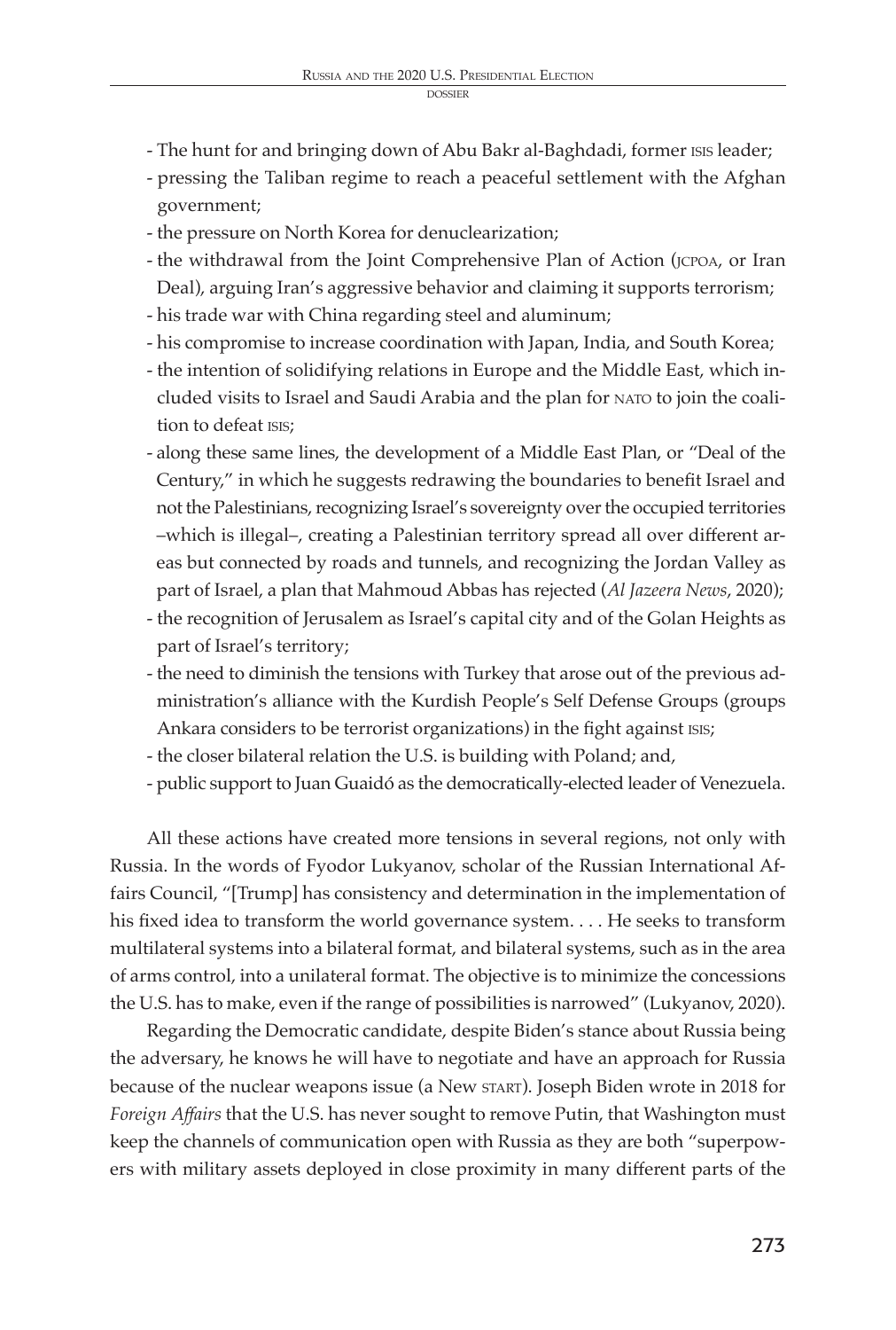- The hunt for and bringing down of Abu Bakr al-Baghdadi, former ISIS leader;
- pressing the Taliban regime to reach a peaceful settlement with the Afghan government;
- the pressure on North Korea for denuclearization;
- the withdrawal from the Joint Comprehensive Plan of Action (JCPOA, or Iran Deal), arguing Iran's aggressive behavior and claiming it supports terrorism;
- his trade war with China regarding steel and aluminum;
- his compromise to increase coordination with Japan, India, and South Korea;
- the intention of solidifying relations in Europe and the Middle East, which included visits to Israel and Saudi Arabia and the plan for NATO to join the coalition to defeat ISIS;
- along these same lines, the development of a Middle East Plan, or "Deal of the Century," in which he suggests redrawing the boundaries to benefit Israel and not the Palestinians, recognizing Israel's sovereignty over the occupied territories –which is illegal–, creating a Palestinian territory spread all over different areas but connected by roads and tunnels, and recognizing the Jordan Valley as part of Israel, a plan that Mahmoud Abbas has rejected (*Al Jazeera News*, 2020);
- the recognition of Jerusalem as Israel's capital city and of the Golan Heights as part of Israel's territory;
- the need to diminish the tensions with Turkey that arose out of the previous administration's alliance with the Kurdish People's Self Defense Groups (groups Ankara considers to be terrorist organizations) in the fight against ISIS;
- the closer bilateral relation the U.S. is building with Poland; and,
- public support to Juan Guaidó as the democratically-elected leader of Venezuela.

All these actions have created more tensions in several regions, not only with Russia. In the words of Fyodor Lukyanov, scholar of the Russian International Affairs Council, "[Trump] has consistency and determination in the implementation of his fixed idea to transform the world governance system. . . . He seeks to transform multilateral systems into a bilateral format, and bilateral systems, such as in the area of arms control, into a unilateral format. The objective is to minimize the concessions the U.S. has to make, even if the range of possibilities is narrowed" (Lukyanov, 2020).

Regarding the Democratic candidate, despite Biden's stance about Russia being the adversary, he knows he will have to negotiate and have an approach for Russia because of the nuclear weapons issue (a New START). Joseph Biden wrote in 2018 for *Foreign Affairs* that the U.S. has never sought to remove Putin, that Washington must keep the channels of communication open with Russia as they are both "superpowers with military assets deployed in close proximity in many different parts of the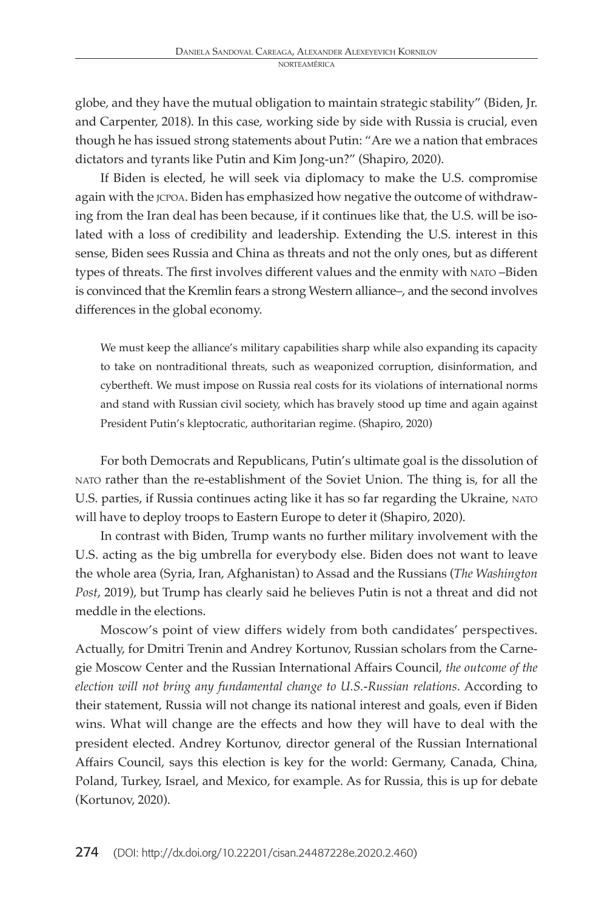globe, and they have the mutual obligation to maintain strategic stability" (Biden, Jr. and Carpenter, 2018). In this case, working side by side with Russia is crucial, even though he has issued strong statements about Putin: "Are we a nation that embraces dictators and tyrants like Putin and Kim Jong-un?" (Shapiro, 2020).

If Biden is elected, he will seek via diplomacy to make the U.S. compromise again with the JCPOA. Biden has emphasized how negative the outcome of withdrawing from the Iran deal has been because, if it continues like that, the U.S. will be isolated with a loss of credibility and leadership. Extending the U.S. interest in this sense, Biden sees Russia and China as threats and not the only ones, but as different types of threats. The first involves different values and the enmity with NATO –Biden is convinced that the Kremlin fears a strong Western alliance–, and the second involves differences in the global economy.

> We must keep the alliance's military capabilities sharp while also expanding its capacity to take on nontraditional threats, such as weaponized corruption, disinformation, and cybertheft. We must impose on Russia real costs for its violations of international norms and stand with Russian civil society, which has bravely stood up time and again against President Putin's kleptocratic, authoritarian regime. (Shapiro, 2020)

For both Democrats and Republicans, Putin's ultimate goal is the dissolution of NATO rather than the re-establishment of the Soviet Union. The thing is, for all the U.S. parties, if Russia continues acting like it has so far regarding the Ukraine, NATO will have to deploy troops to Eastern Europe to deter it (Shapiro, 2020).

In contrast with Biden, Trump wants no further military involvement with the U.S. acting as the big umbrella for everybody else. Biden does not want to leave the whole area (Syria, Iran, Afghanistan) to Assad and the Russians (*The Washington Post*, 2019), but Trump has clearly said he believes Putin is not a threat and did not meddle in the elections.

Moscow's point of view differs widely from both candidates' perspectives. Actually, for Dmitri Trenin and Andrey Kortunov, Russian scholars from the Carnegie Moscow Center and the Russian International Affairs Council, *the outcome of the election will not bring any fundamental change to U.S.-Russian relations*. According to their statement, Russia will not change its national interest and goals, even if Biden wins. What will change are the effects and how they will have to deal with the president elected. Andrey Kortunov, director general of the Russian International Affairs Council, says this election is key for the world: Germany, Canada, China, Poland, Turkey, Israel, and Mexico, for example. As for Russia, this is up for debate (Kortunov, 2020).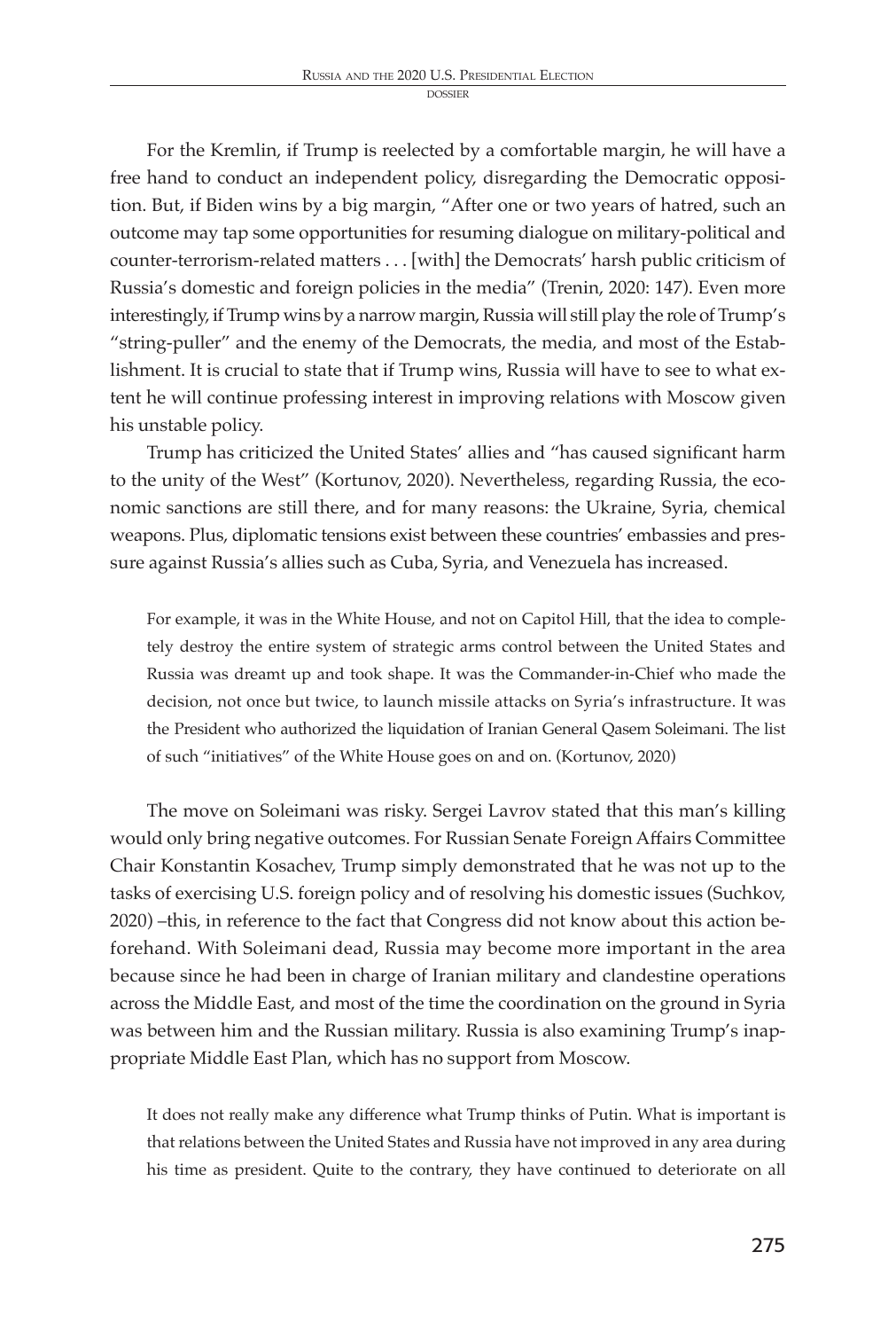For the Kremlin, if Trump is reelected by a comfortable margin, he will have a free hand to conduct an independent policy, disregarding the Democratic opposition. But, if Biden wins by a big margin, "After one or two years of hatred, such an outcome may tap some opportunities for resuming dialogue on military-political and counter-terrorism-related matters . . . [with] the Democrats' harsh public criticism of Russia's domestic and foreign policies in the media" (Trenin, 2020: 147). Even more interestingly, if Trump wins by a narrow margin, Russia will still play the role of Trump's "string-puller" and the enemy of the Democrats, the media, and most of the Establishment. It is crucial to state that if Trump wins, Russia will have to see to what extent he will continue professing interest in improving relations with Moscow given his unstable policy.

Trump has criticized the United States' allies and "has caused significant harm to the unity of the West" (Kortunov, 2020). Nevertheless, regarding Russia, the economic sanctions are still there, and for many reasons: the Ukraine, Syria, chemical weapons. Plus, diplomatic tensions exist between these countries' embassies and pressure against Russia's allies such as Cuba, Syria, and Venezuela has increased.

> For example, it was in the White House, and not on Capitol Hill, that the idea to completely destroy the entire system of strategic arms control between the United States and Russia was dreamt up and took shape. It was the Commander-in-Chief who made the decision, not once but twice, to launch missile attacks on Syria's infrastructure. It was the President who authorized the liquidation of Iranian General Qasem Soleimani. The list of such "initiatives" of the White House goes on and on. (Kortunov, 2020)

The move on Soleimani was risky. Sergei Lavrov stated that this man's killing would only bring negative outcomes. For Russian Senate Foreign Affairs Committee Chair Konstantin Kosachev, Trump simply demonstrated that he was not up to the tasks of exercising U.S. foreign policy and of resolving his domestic issues (Suchkov, 2020) –this, in reference to the fact that Congress did not know about this action beforehand. With Soleimani dead, Russia may become more important in the area because since he had been in charge of Iranian military and clandestine operations across the Middle East, and most of the time the coordination on the ground in Syria was between him and the Russian military. Russia is also examining Trump's inappropriate Middle East Plan, which has no support from Moscow.

> It does not really make any difference what Trump thinks of Putin. What is important is that relations between the United States and Russia have not improved in any area during his time as president. Quite to the contrary, they have continued to deteriorate on all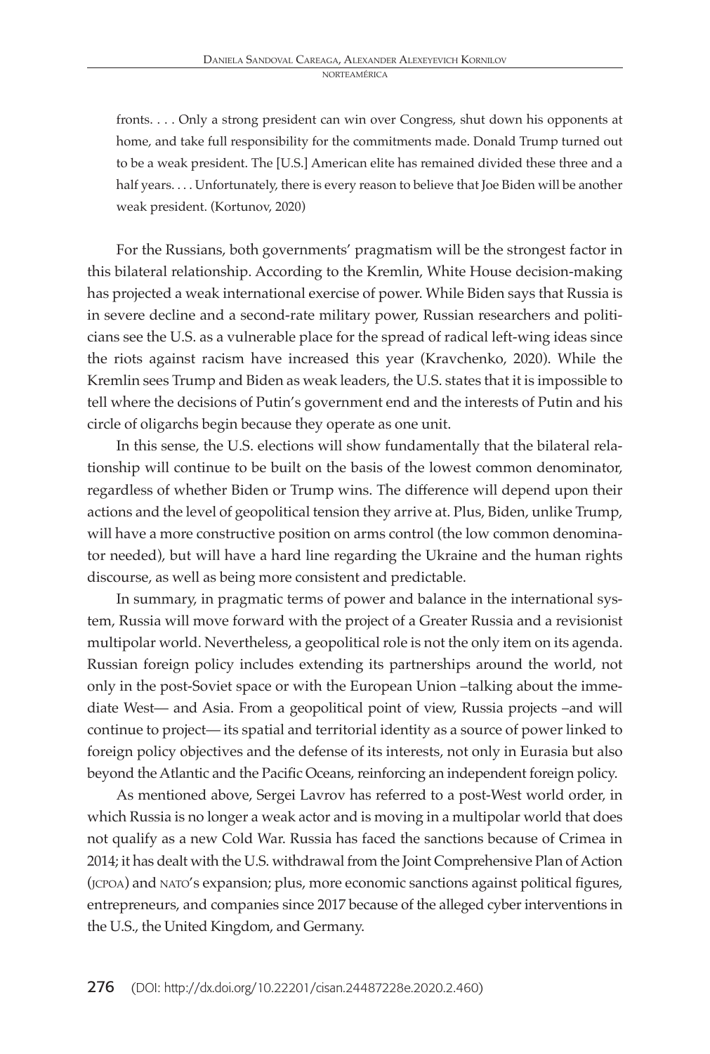fronts. . . . Only a strong president can win over Congress, shut down his opponents at home, and take full responsibility for the commitments made. Donald Trump turned out to be a weak president. The [U.S.] American elite has remained divided these three and a half years. . . . Unfortunately, there is every reason to believe that Joe Biden will be another weak president. (Kortunov, 2020)

For the Russians, both governments' pragmatism will be the strongest factor in this bilateral relationship. According to the Kremlin, White House decision-making has projected a weak international exercise of power. While Biden says that Russia is in severe decline and a second-rate military power, Russian researchers and politicians see the U.S. as a vulnerable place for the spread of radical left-wing ideas since the riots against racism have increased this year (Kravchenko, 2020). While the Kremlin sees Trump and Biden as weak leaders, the U.S. states that it is impossible to tell where the decisions of Putin's government end and the interests of Putin and his circle of oligarchs begin because they operate as one unit.

In this sense, the U.S. elections will show fundamentally that the bilateral relationship will continue to be built on the basis of the lowest common denominator, regardless of whether Biden or Trump wins. The difference will depend upon their actions and the level of geopolitical tension they arrive at. Plus, Biden, unlike Trump, will have a more constructive position on arms control (the low common denominator needed), but will have a hard line regarding the Ukraine and the human rights discourse, as well as being more consistent and predictable.

In summary, in pragmatic terms of power and balance in the international system, Russia will move forward with the project of a Greater Russia and a revisionist multipolar world. Nevertheless, a geopolitical role is not the only item on its agenda. Russian foreign policy includes extending its partnerships around the world, not only in the post-Soviet space or with the European Union –talking about the immediate West— and Asia. From a geopolitical point of view, Russia projects –and will continue to project— its spatial and territorial identity as a source of power linked to foreign policy objectives and the defense of its interests, not only in Eurasia but also beyond the Atlantic and the Pacific Oceans, reinforcing an independent foreign policy.

As mentioned above, Sergei Lavrov has referred to a post-West world order, in which Russia is no longer a weak actor and is moving in a multipolar world that does not qualify as a new Cold War. Russia has faced the sanctions because of Crimea in 2014; it has dealt with the U.S. withdrawal from the Joint Comprehensive Plan of Action (JCPOA) and NATO's expansion; plus, more economic sanctions against political figures, entrepreneurs, and companies since 2017 because of the alleged cyber interventions in the U.S., the United Kingdom, and Germany.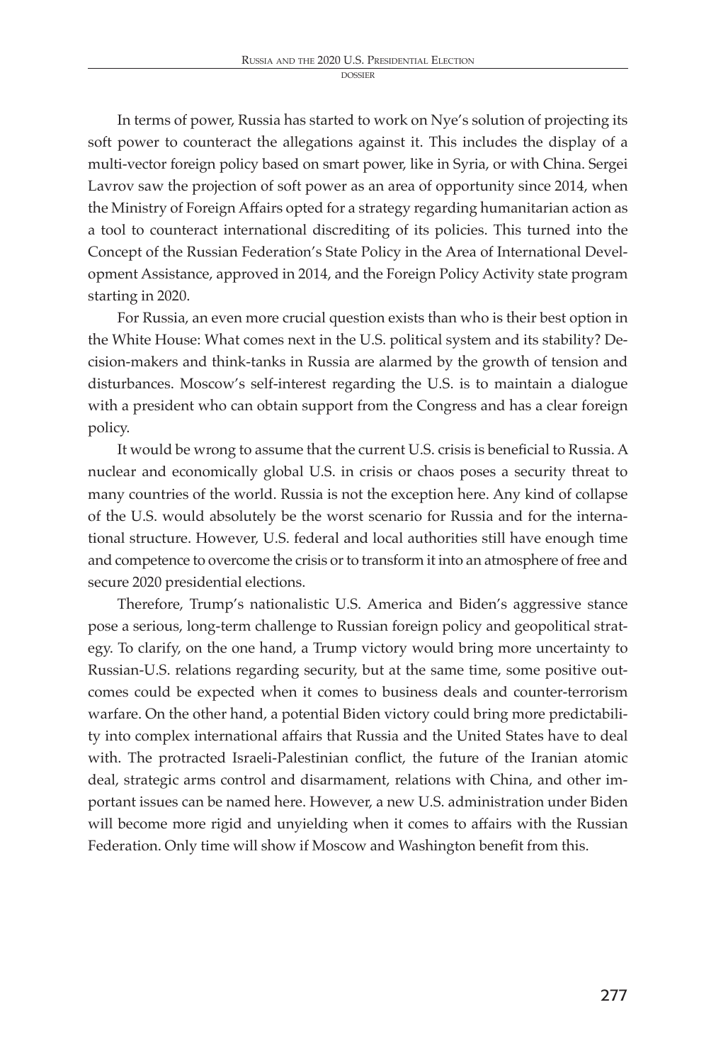In terms of power, Russia has started to work on Nye's solution of projecting its soft power to counteract the allegations against it. This includes the display of a multi-vector foreign policy based on smart power, like in Syria, or with China. Sergei Lavrov saw the projection of soft power as an area of opportunity since 2014, when the Ministry of Foreign Affairs opted for a strategy regarding humanitarian action as a tool to counteract international discrediting of its policies. This turned into the Concept of the Russian Federation's State Policy in the Area of International Development Assistance, approved in 2014, and the Foreign Policy Activity state program starting in 2020.

For Russia, an even more crucial question exists than who is their best option in the White House: What comes next in the U.S. political system and its stability? Decision-makers and think-tanks in Russia are alarmed by the growth of tension and disturbances. Moscow's self-interest regarding the U.S. is to maintain a dialogue with a president who can obtain support from the Congress and has a clear foreign policy.

It would be wrong to assume that the current U.S. crisis is beneficial to Russia. A nuclear and economically global U.S. in crisis or chaos poses a security threat to many countries of the world. Russia is not the exception here. Any kind of collapse of the U.S. would absolutely be the worst scenario for Russia and for the international structure. However, U.S. federal and local authorities still have enough time and competence to overcome the crisis or to transform it into an atmosphere of free and secure 2020 presidential elections.

Therefore, Trump's nationalistic U.S. America and Biden's aggressive stance pose a serious, long-term challenge to Russian foreign policy and geopolitical strategy. To clarify, on the one hand, a Trump victory would bring more uncertainty to Russian-U.S. relations regarding security, but at the same time, some positive outcomes could be expected when it comes to business deals and counter-terrorism warfare. On the other hand, a potential Biden victory could bring more predictability into complex international affairs that Russia and the United States have to deal with. The protracted Israeli-Palestinian conflict, the future of the Iranian atomic deal, strategic arms control and disarmament, relations with China, and other important issues can be named here. However, a new U.S. administration under Biden will become more rigid and unyielding when it comes to affairs with the Russian Federation. Only time will show if Moscow and Washington benefit from this.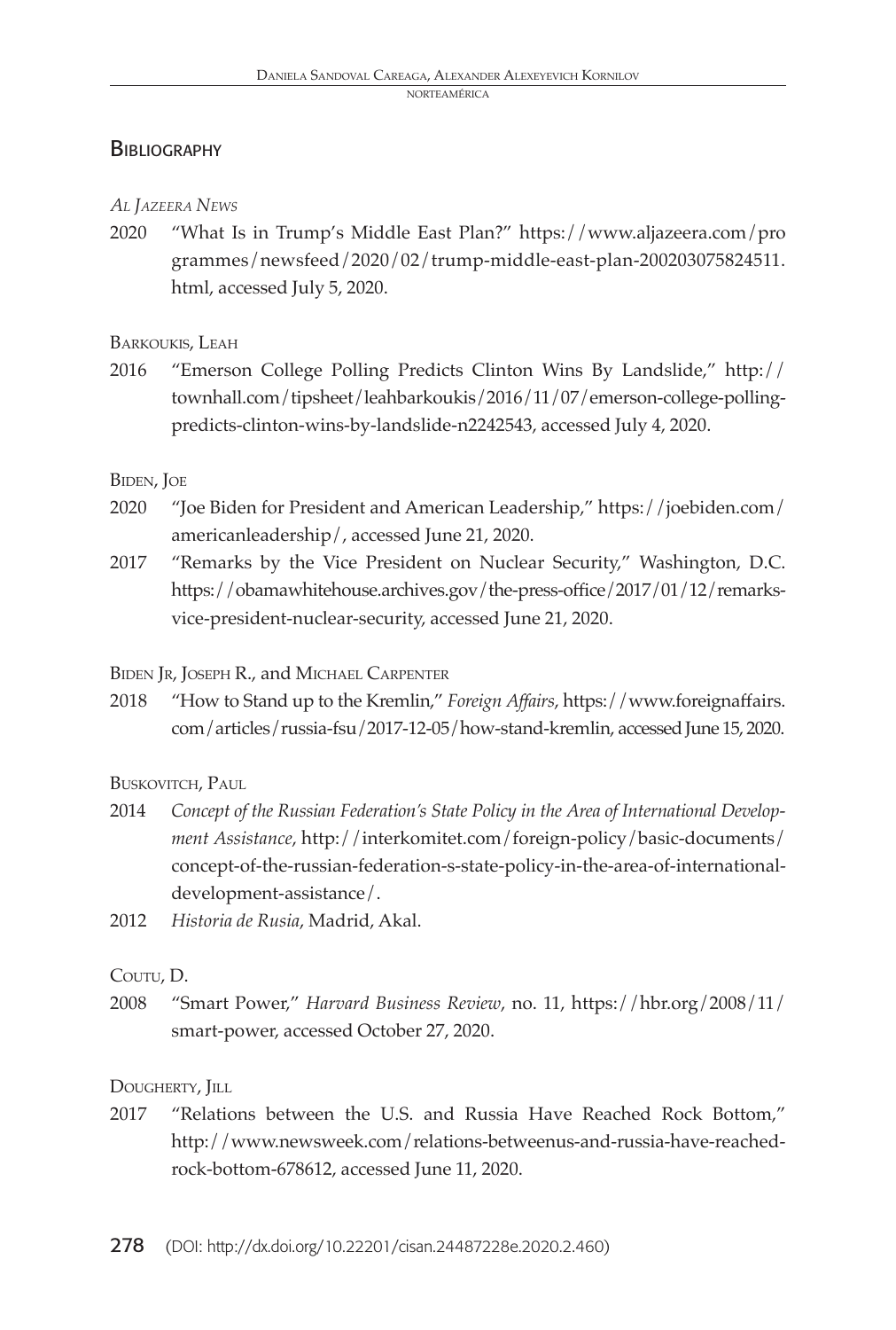## Bibliography

*Al Jazeera News*

2020 "What Is in Trump's Middle East Plan?" https://www.aljazeera.com/programmes/newsfeed/2020/02/trump-middle-east-plan-200203075824511.html, accessed July 5, 2020.

Barkoukis, Leah

2016 "Emerson College Polling Predicts Clinton Wins By Landslide," http://townhall.com/tipsheet/leahbarkoukis/2016/11/07/emerson-college-polling-predicts-clinton-wins-by-landslide-n2242543, accessed July 4, 2020.

Biden, Joe

2020 "Joe Biden for President and American Leadership," https://joebiden.com/americanleadership/, accessed June 21, 2020.

2017 "Remarks by the Vice President on Nuclear Security," Washington, D.C. https://obamawhitehouse.archives.gov/the-press-office/2017/01/12/remarks-vice-president-nuclear-security, accessed June 21, 2020.

Biden Jr, Joseph R., and Michael Carpenter

2018 "How to Stand up to the Kremlin," *Foreign Affairs*, https://www.foreignaffairs.com/articles/russia-fsu/2017-12-05/how-stand-kremlin, accessed June 15, 2020.

Buskovitch, Paul

2014 *Concept of the Russian Federation's State Policy in the Area of International Development Assistance*, http://interkomitet.com/foreign-policy/basic-documents/concept-of-the-russian-federation-s-state-policy-in-the-area-of-international-development-assistance/.

2012 *Historia de Rusia*, Madrid, Akal.

Coutu, D.

2008 "Smart Power," *Harvard Business Review*, no. 11, https://hbr.org/2008/11/smart-power, accessed October 27, 2020.

Dougherty, Jill

2017 "Relations between the U.S. and Russia Have Reached Rock Bottom," http://www.newsweek.com/relations-betweenus-and-russia-have-reached-rock-bottom-678612, accessed June 11, 2020.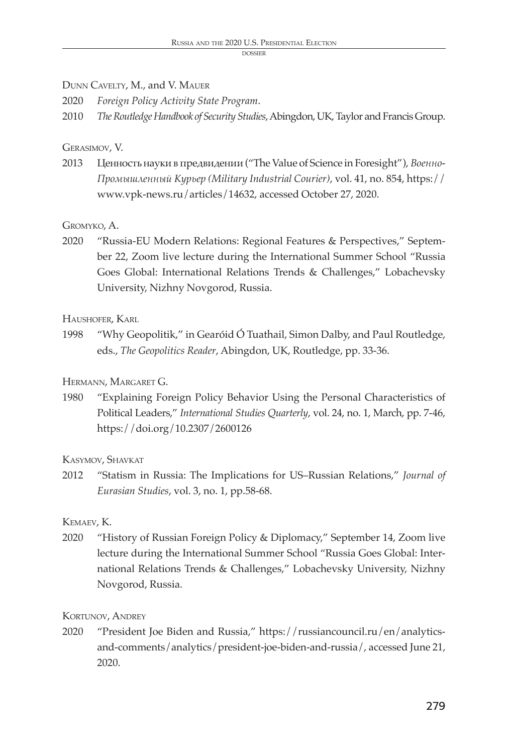Dunn Cavelty, M., and V. Mauer

2020 *Foreign Policy Activity State Program*.

2010 *The Routledge Handbook of Security Studies*, Abingdon, UK, Taylor and Francis Group.

Gerasimov, V.

2013 Ценность науки в предвидении ("The Value of Science in Foresight"), *Военно-Промышленный Курьер (Military Industrial Courier)*, vol. 41, no. 854, https://www.vpk-news.ru/articles/14632, accessed October 27, 2020.

Gromyko, A.

2020 "Russia-EU Modern Relations: Regional Features & Perspectives," September 22, Zoom live lecture during the International Summer School "Russia Goes Global: International Relations Trends & Challenges," Lobachevsky University, Nizhny Novgorod, Russia.

Haushofer, Karl

1998 "Why Geopolitik," in Gearóid Ó Tuathail, Simon Dalby, and Paul Routledge, eds., *The Geopolitics Reader*, Abingdon, UK, Routledge, pp. 33-36.

Hermann, Margaret G.

1980 "Explaining Foreign Policy Behavior Using the Personal Characteristics of Political Leaders," *International Studies Quarterly*, vol. 24, no. 1, March, pp. 7-46, https://doi.org/10.2307/2600126

Kasymov, Shavkat

2012 "Statism in Russia: The Implications for US–Russian Relations," *Journal of Eurasian Studies*, vol. 3, no. 1, pp.58-68.

Kemaev, K.

2020 "History of Russian Foreign Policy & Diplomacy," September 14, Zoom live lecture during the International Summer School "Russia Goes Global: International Relations Trends & Challenges," Lobachevsky University, Nizhny Novgorod, Russia.

Kortunov, Andrey

2020 "President Joe Biden and Russia," https://russiancouncil.ru/en/analytics-and-comments/analytics/president-joe-biden-and-russia/, accessed June 21, 2020.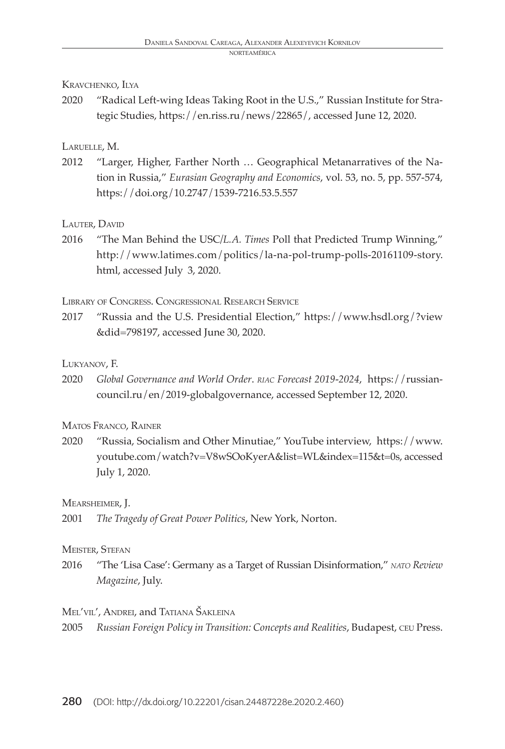Kravchenko, Ilya

2020 "Radical Left-wing Ideas Taking Root in the U.S.," Russian Institute for Strategic Studies, https://en.riss.ru/news/22865/, accessed June 12, 2020.

Laruelle, M.

2012 "Larger, Higher, Farther North … Geographical Metanarratives of the Nation in Russia," *Eurasian Geography and Economics*, vol. 53, no. 5, pp. 557-574, https://doi.org/10.2747/1539-7216.53.5.557

Lauter, David

2016 "The Man Behind the USC/*L.A. Times* Poll that Predicted Trump Winning," http://www.latimes.com/politics/la-na-pol-trump-polls-20161109-story.html, accessed July 3, 2020.

Library of Congress. Congressional Research Service

2017 "Russia and the U.S. Presidential Election," https://www.hsdl.org/?view&did=798197, accessed June 30, 2020.

Lukyanov, F.

2020 *Global Governance and World Order*. *riac Forecast 2019-2024*, https://russiancouncil.ru/en/2019-globalgovernance, accessed September 12, 2020.

Matos Franco, Rainer

2020 "Russia, Socialism and Other Minutiae," YouTube interview, https://www.youtube.com/watch?v=V8wSOoKyerA&list=WL&index=115&t=0s, accessed July 1, 2020.

Mearsheimer, J.

2001 *The Tragedy of Great Power Politics*, New York, Norton.

Meister, Stefan

2016 "The 'Lisa Case': Germany as a Target of Russian Disinformation," *nato Review Magazine*, July.

Mel'vil', Andrei, and Tatiana Šakleina

2005 *Russian Foreign Policy in Transition: Concepts and Realities*, Budapest, ceu Press.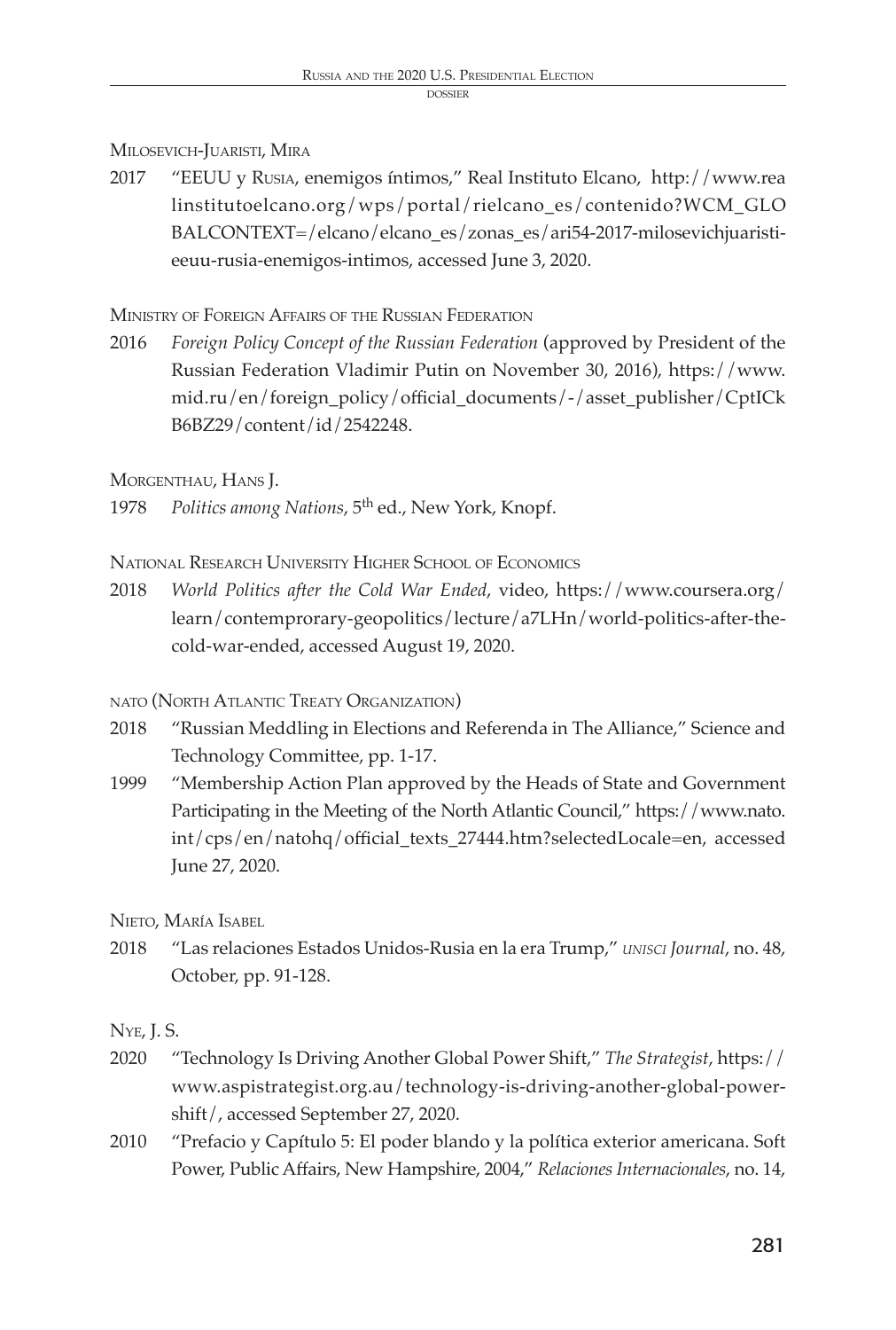Milosevich-Juaristi, Mira

2017 "EEUU y Rusia, enemigos íntimos," Real Instituto Elcano, http://www.realinstitutoelcano.org/wps/portal/rielcano_es/contenido?WCM_GLOBALCONTEXT=/elcano/elcano_es/zonas_es/ari54-2017-milosevichjuaristi-eeuu-rusia-enemigos-intimos, accessed June 3, 2020.

Ministry of Foreign Affairs of the Russian Federation

2016 *Foreign Policy Concept of the Russian Federation* (approved by President of the Russian Federation Vladimir Putin on November 30, 2016), https://www.mid.ru/en/foreign_policy/official_documents/-/asset_publisher/CptICkB6BZ29/content/id/2542248.

Morgenthau, Hans J.

1978 *Politics among Nations*, 5th ed., New York, Knopf.

National Research University Higher School of Economics

2018 *World Politics after the Cold War Ended*, video, https://www.coursera.org/learn/contemprorary-geopolitics/lecture/a7LHn/world-politics-after-the-cold-war-ended, accessed August 19, 2020.

nato (North Atlantic Treaty Organization)

2018 "Russian Meddling in Elections and Referenda in The Alliance," Science and Technology Committee, pp. 1-17.

1999 "Membership Action Plan approved by the Heads of State and Government Participating in the Meeting of the North Atlantic Council," https://www.nato.int/cps/en/natohq/official_texts_27444.htm?selectedLocale=en, accessed June 27, 2020.

Nieto, María Isabel

2018 "Las relaciones Estados Unidos-Rusia en la era Trump," *unisci Journal*, no. 48, October, pp. 91-128.

Nye, J. S.

2020 "Technology Is Driving Another Global Power Shift," *The Strategist*, https://www.aspistrategist.org.au/technology-is-driving-another-global-power-shift/, accessed September 27, 2020.

2010 "Prefacio y Capítulo 5: El poder blando y la política exterior americana. Soft Power, Public Affairs, New Hampshire, 2004," *Relaciones Internacionales*, no. 14,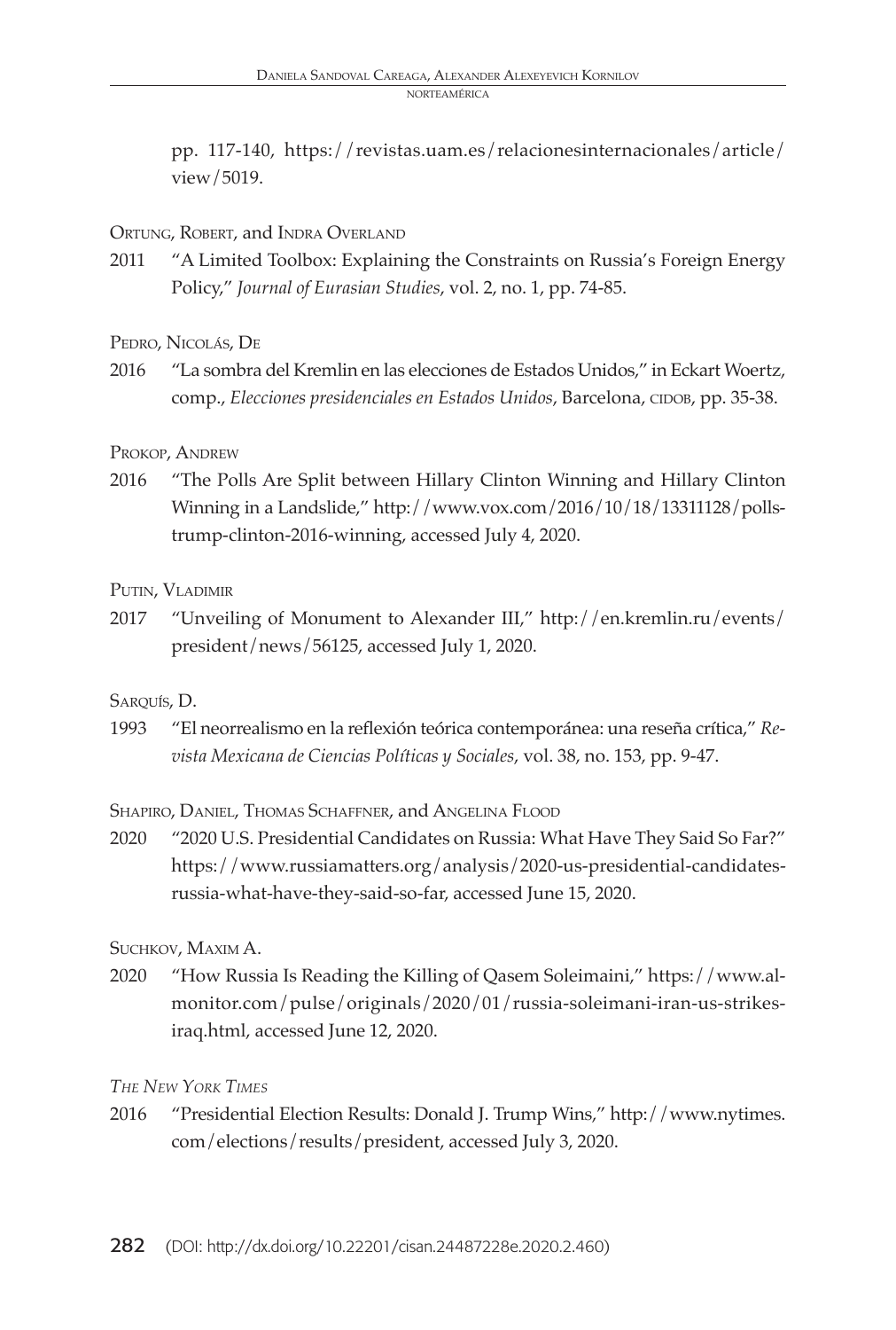pp. 117-140, https://revistas.uam.es/relacionesinternacionales/article/view/5019.

Ortung, Robert, and Indra Overland

2011 "A Limited Toolbox: Explaining the Constraints on Russia's Foreign Energy Policy," *Journal of Eurasian Studies*, vol. 2, no. 1, pp. 74-85.

Pedro, Nicolás, De

2016 "La sombra del Kremlin en las elecciones de Estados Unidos," in Eckart Woertz, comp., *Elecciones presidenciales en Estados Unidos*, Barcelona, cidob, pp. 35-38.

Prokop, Andrew

2016 "The Polls Are Split between Hillary Clinton Winning and Hillary Clinton Winning in a Landslide," http://www.vox.com/2016/10/18/13311128/polls-trump-clinton-2016-winning, accessed July 4, 2020.

Putin, Vladimir

2017 "Unveiling of Monument to Alexander III," http://en.kremlin.ru/events/president/news/56125, accessed July 1, 2020.

Sarquís, D.

1993 "El neorrealismo en la reflexión teórica contemporánea: una reseña crítica," *Revista Mexicana de Ciencias Políticas y Sociales*, vol. 38, no. 153, pp. 9-47.

Shapiro, Daniel, Thomas Schaffner, and Angelina Flood

2020 "2020 U.S. Presidential Candidates on Russia: What Have They Said So Far?" https://www.russiamatters.org/analysis/2020-us-presidential-candidates-russia-what-have-they-said-so-far, accessed June 15, 2020.

Suchkov, Maxim A.

2020 "How Russia Is Reading the Killing of Qasem Soleimaini," https://www.al-monitor.com/pulse/originals/2020/01/russia-soleimani-iran-us-strikes-iraq.html, accessed June 12, 2020.

*The New York Times*

2016 "Presidential Election Results: Donald J. Trump Wins," http://www.nytimes.com/elections/results/president, accessed July 3, 2020.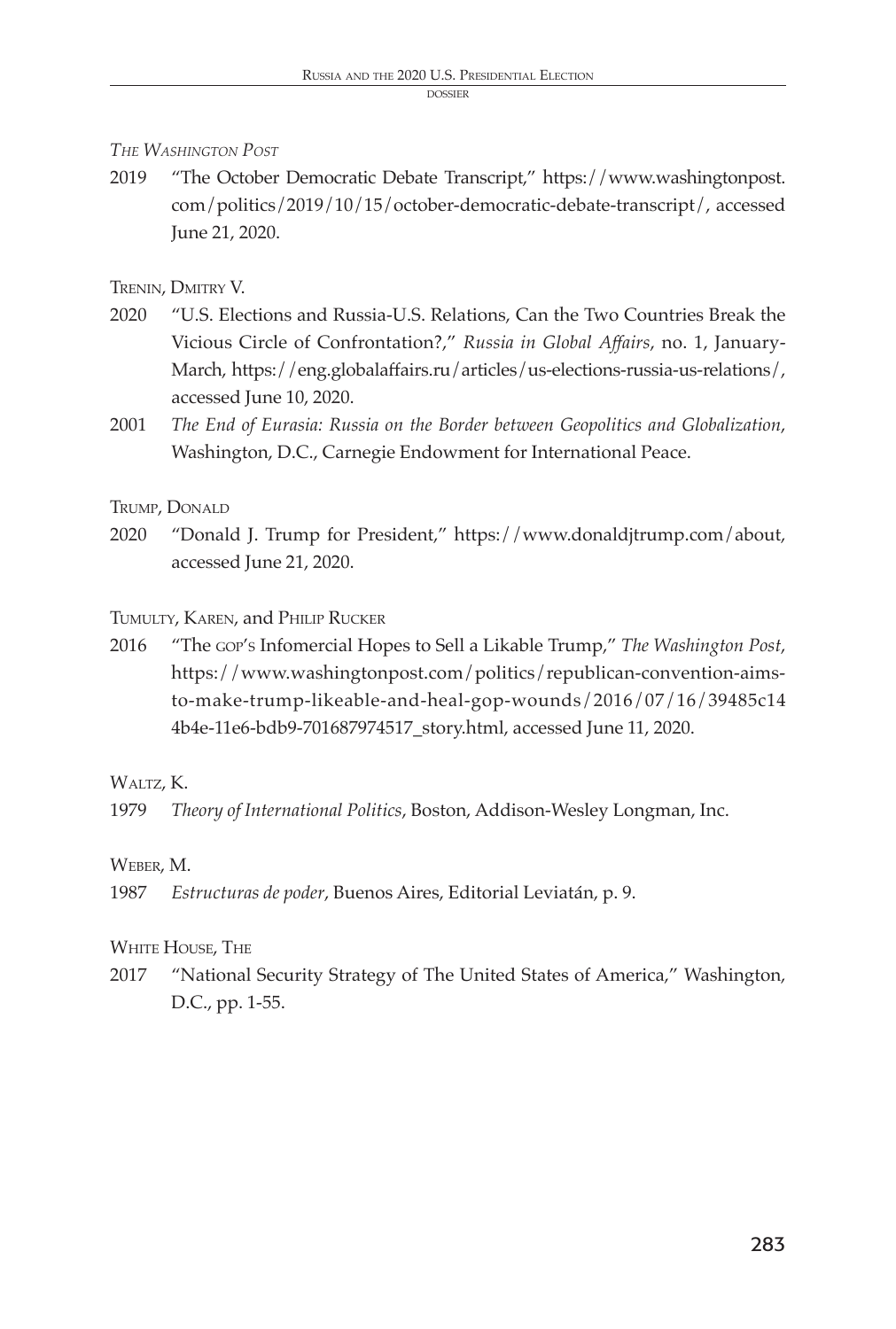*The Washington Post*

2019 "The October Democratic Debate Transcript," https://www.washingtonpost.com/politics/2019/10/15/october-democratic-debate-transcript/, accessed June 21, 2020.

Trenin, Dmitry V.

2020 "U.S. Elections and Russia-U.S. Relations, Can the Two Countries Break the Vicious Circle of Confrontation?," *Russia in Global Affairs*, no. 1, January-March, https://eng.globalaffairs.ru/articles/us-elections-russia-us-relations/, accessed June 10, 2020.

2001 *The End of Eurasia: Russia on the Border between Geopolitics and Globalization*, Washington, D.C., Carnegie Endowment for International Peace.

Trump, Donald

2020 "Donald J. Trump for President," https://www.donaldjtrump.com/about, accessed June 21, 2020.

Tumulty, Karen, and Philip Rucker

2016 "The gop's Infomercial Hopes to Sell a Likable Trump," *The Washington Post*, https://www.washingtonpost.com/politics/republican-convention-aims-to-make-trump-likeable-and-heal-gop-wounds/2016/07/16/39485c14 4b4e-11e6-bdb9-701687974517_story.html, accessed June 11, 2020.

Waltz, K.

1979 *Theory of International Politics*, Boston, Addison-Wesley Longman, Inc.

Weber, M.

1987 *Estructuras de poder*, Buenos Aires, Editorial Leviatán, p. 9.

White House, The

2017 "National Security Strategy of The United States of America," Washington, D.C., pp. 1-55.